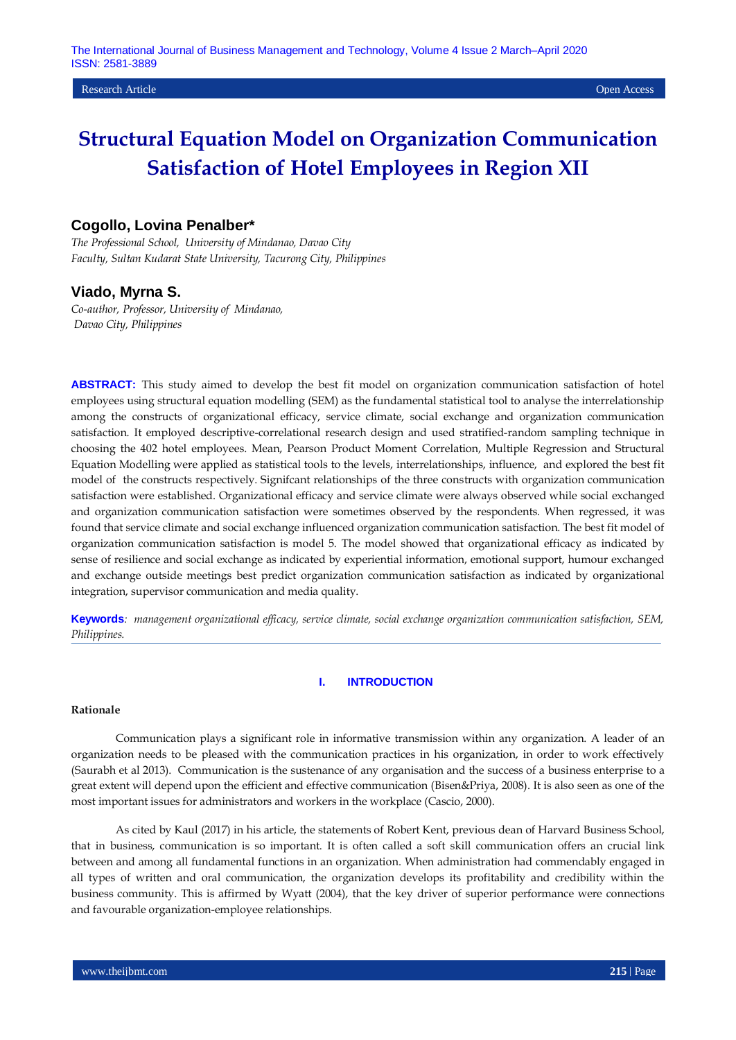Research Article Open Access

# Structural Equation Model on Organization Communication Satisfaction of Hotel Employees in Region XII

## Cogollo, Lovina Penalber*

*The Professional School, University of Mindanao, Davao City*
*Faculty, Sultan Kudarat State University, Tacurong City, Philippines*

## Viado, Myrna S.

*Co-author, Professor, University of Mindanao,*
*Davao City, Philippines*

**ABSTRACT:** This study aimed to develop the best fit model on organization communication satisfaction of hotel employees using structural equation modelling (SEM) as the fundamental statistical tool to analyse the interrelationship among the constructs of organizational efficacy, service climate, social exchange and organization communication satisfaction. It employed descriptive-correlational research design and used stratified-random sampling technique in choosing the 402 hotel employees. Mean, Pearson Product Moment Correlation, Multiple Regression and Structural Equation Modelling were applied as statistical tools to the levels, interrelationships, influence, and explored the best fit model of the constructs respectively. Signifcant relationships of the three constructs with organization communication satisfaction were established. Organizational efficacy and service climate were always observed while social exchanged and organization communication satisfaction were sometimes observed by the respondents. When regressed, it was found that service climate and social exchange influenced organization communication satisfaction. The best fit model of organization communication satisfaction is model 5. The model showed that organizational efficacy as indicated by sense of resilience and social exchange as indicated by experiential information, emotional support, humour exchanged and exchange outside meetings best predict organization communication satisfaction as indicated by organizational integration, supervisor communication and media quality.

**Keywords**: *management organizational efficacy, service climate, social exchange organization communication satisfaction, SEM, Philippines.*

## I. INTRODUCTION

### Rationale

Communication plays a significant role in informative transmission within any organization. A leader of an organization needs to be pleased with the communication practices in his organization, in order to work effectively (Saurabh et al 2013). Communication is the sustenance of any organisation and the success of a business enterprise to a great extent will depend upon the efficient and effective communication (Bisen&Priya, 2008). It is also seen as one of the most important issues for administrators and workers in the workplace (Cascio, 2000).

As cited by Kaul (2017) in his article, the statements of Robert Kent, previous dean of Harvard Business School, that in business, communication is so important. It is often called a soft skill communication offers an crucial link between and among all fundamental functions in an organization. When administration had commendably engaged in all types of written and oral communication, the organization develops its profitability and credibility within the business community. This is affirmed by Wyatt (2004), that the key driver of superior performance were connections and favourable organization-employee relationships.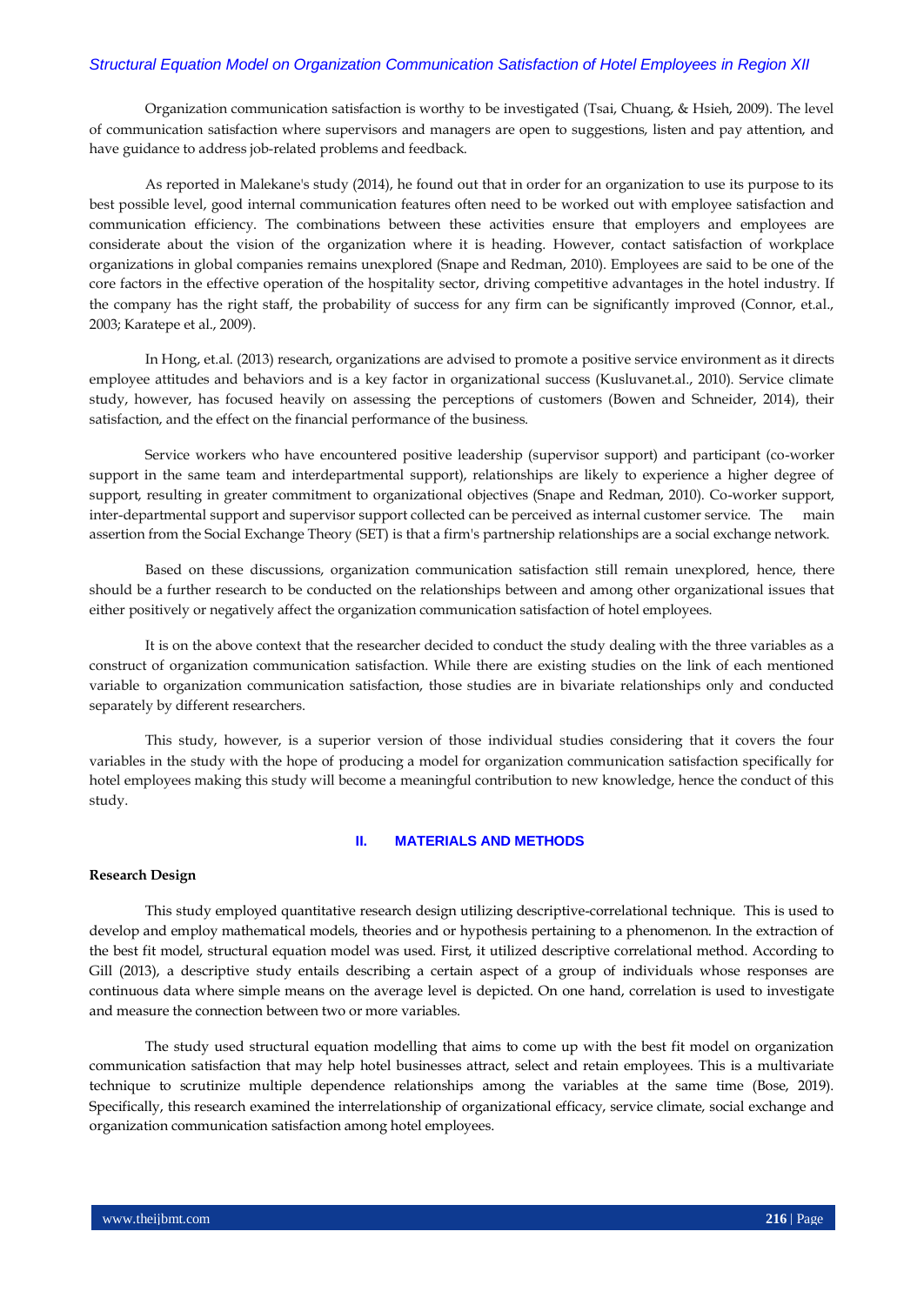Organization communication satisfaction is worthy to be investigated (Tsai, Chuang, & Hsieh, 2009). The level of communication satisfaction where supervisors and managers are open to suggestions, listen and pay attention, and have guidance to address job-related problems and feedback.

As reported in Malekane's study (2014), he found out that in order for an organization to use its purpose to its best possible level, good internal communication features often need to be worked out with employee satisfaction and communication efficiency. The combinations between these activities ensure that employers and employees are considerate about the vision of the organization where it is heading. However, contact satisfaction of workplace organizations in global companies remains unexplored (Snape and Redman, 2010). Employees are said to be one of the core factors in the effective operation of the hospitality sector, driving competitive advantages in the hotel industry. If the company has the right staff, the probability of success for any firm can be significantly improved (Connor, et.al., 2003; Karatepe et al., 2009).

In Hong, et.al. (2013) research, organizations are advised to promote a positive service environment as it directs employee attitudes and behaviors and is a key factor in organizational success (Kusluvanet.al., 2010). Service climate study, however, has focused heavily on assessing the perceptions of customers (Bowen and Schneider, 2014), their satisfaction, and the effect on the financial performance of the business.

Service workers who have encountered positive leadership (supervisor support) and participant (co-worker support in the same team and interdepartmental support), relationships are likely to experience a higher degree of support, resulting in greater commitment to organizational objectives (Snape and Redman, 2010). Co-worker support, inter-departmental support and supervisor support collected can be perceived as internal customer service. The main assertion from the Social Exchange Theory (SET) is that a firm's partnership relationships are a social exchange network.

Based on these discussions, organization communication satisfaction still remain unexplored, hence, there should be a further research to be conducted on the relationships between and among other organizational issues that either positively or negatively affect the organization communication satisfaction of hotel employees.

It is on the above context that the researcher decided to conduct the study dealing with the three variables as a construct of organization communication satisfaction. While there are existing studies on the link of each mentioned variable to organization communication satisfaction, those studies are in bivariate relationships only and conducted separately by different researchers.

This study, however, is a superior version of those individual studies considering that it covers the four variables in the study with the hope of producing a model for organization communication satisfaction specifically for hotel employees making this study will become a meaningful contribution to new knowledge, hence the conduct of this study.

## II. MATERIALS AND METHODS

**Research Design**

This study employed quantitative research design utilizing descriptive-correlational technique. This is used to develop and employ mathematical models, theories and or hypothesis pertaining to a phenomenon. In the extraction of the best fit model, structural equation model was used. First, it utilized descriptive correlational method. According to Gill (2013), a descriptive study entails describing a certain aspect of a group of individuals whose responses are continuous data where simple means on the average level is depicted. On one hand, correlation is used to investigate and measure the connection between two or more variables.

The study used structural equation modelling that aims to come up with the best fit model on organization communication satisfaction that may help hotel businesses attract, select and retain employees. This is a multivariate technique to scrutinize multiple dependence relationships among the variables at the same time (Bose, 2019). Specifically, this research examined the interrelationship of organizational efficacy, service climate, social exchange and organization communication satisfaction among hotel employees.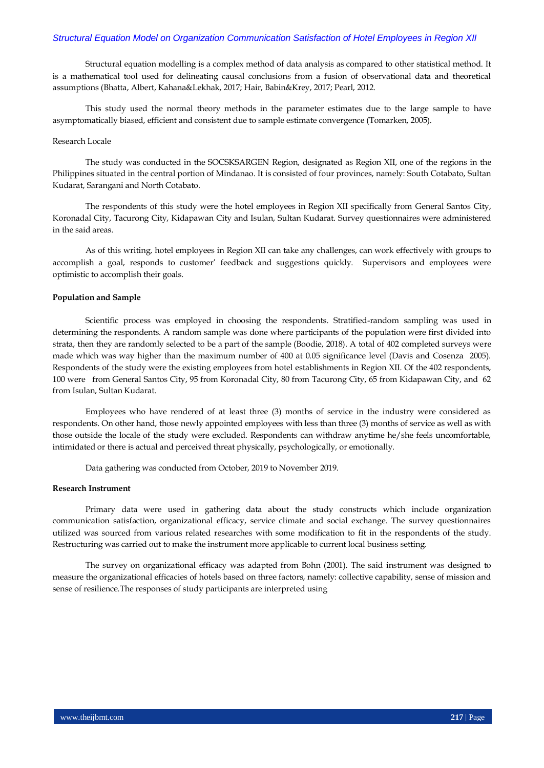Structural equation modelling is a complex method of data analysis as compared to other statistical method. It is a mathematical tool used for delineating causal conclusions from a fusion of observational data and theoretical assumptions (Bhatta, Albert, Kahana&Lekhak, 2017; Hair, Babin&Krey, 2017; Pearl, 2012.

This study used the normal theory methods in the parameter estimates due to the large sample to have asymptomatically biased, efficient and consistent due to sample estimate convergence (Tomarken, 2005).

Research Locale

The study was conducted in the SOCSKSARGEN Region, designated as Region XII, one of the regions in the Philippines situated in the central portion of Mindanao. It is consisted of four provinces, namely: South Cotabato, Sultan Kudarat, Sarangani and North Cotabato.

The respondents of this study were the hotel employees in Region XII specifically from General Santos City, Koronadal City, Tacurong City, Kidapawan City and Isulan, Sultan Kudarat. Survey questionnaires were administered in the said areas.

As of this writing, hotel employees in Region XII can take any challenges, can work effectively with groups to accomplish a goal, responds to customer' feedback and suggestions quickly. Supervisors and employees were optimistic to accomplish their goals.

**Population and Sample**

Scientific process was employed in choosing the respondents. Stratified-random sampling was used in determining the respondents. A random sample was done where participants of the population were first divided into strata, then they are randomly selected to be a part of the sample (Boodie, 2018). A total of 402 completed surveys were made which was way higher than the maximum number of 400 at 0.05 significance level (Davis and Cosenza 2005). Respondents of the study were the existing employees from hotel establishments in Region XII. Of the 402 respondents, 100 were from General Santos City, 95 from Koronadal City, 80 from Tacurong City, 65 from Kidapawan City, and 62 from Isulan, Sultan Kudarat.

Employees who have rendered of at least three (3) months of service in the industry were considered as respondents. On other hand, those newly appointed employees with less than three (3) months of service as well as with those outside the locale of the study were excluded. Respondents can withdraw anytime he/she feels uncomfortable, intimidated or there is actual and perceived threat physically, psychologically, or emotionally.

Data gathering was conducted from October, 2019 to November 2019.

**Research Instrument**

Primary data were used in gathering data about the study constructs which include organization communication satisfaction, organizational efficacy, service climate and social exchange. The survey questionnaires utilized was sourced from various related researches with some modification to fit in the respondents of the study. Restructuring was carried out to make the instrument more applicable to current local business setting.

The survey on organizational efficacy was adapted from Bohn (2001). The said instrument was designed to measure the organizational efficacies of hotels based on three factors, namely: collective capability, sense of mission and sense of resilience.The responses of study participants are interpreted using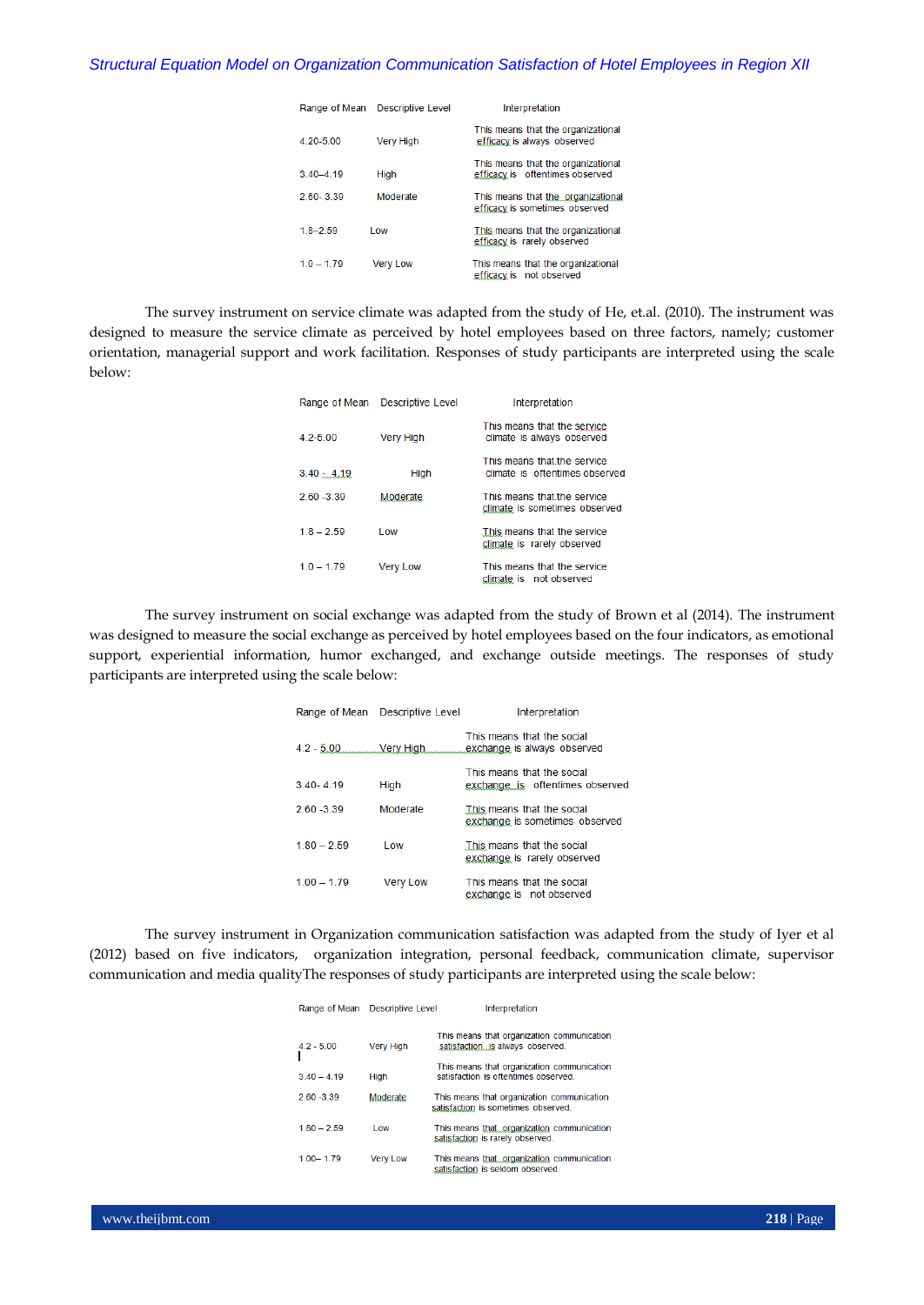| Range of Mean | Descriptive Level | Interpretation |
|---|---|---|
| 4.20-5.00 | Very High | This means that the organizational efficacy is always observed |
| 3.40–4.19 | High | This means that the organizational efficacy is oftentimes observed |
| 2.60- 3.39 | Moderate | This means that the organizational efficacy is sometimes observed |
| 1.8–2.59 | Low | This means that the organizational efficacy is rarely observed |
| 1.0 – 1.79 | Very Low | This means that the organizational efficacy is not observed |

The survey instrument on service climate was adapted from the study of He, et.al. (2010). The instrument was designed to measure the service climate as perceived by hotel employees based on three factors, namely; customer orientation, managerial support and work facilitation. Responses of study participants are interpreted using the scale below:

| Range of Mean | Descriptive Level | Interpretation |
|---|---|---|
| 4.2-5.00 | Very High | This means that the service climate is always observed |
| 3.40 - 4.19 | High | This means that the service climate is oftentimes observed |
| 2.60 -3.39 | Moderate | This means that the service climate is sometimes observed |
| 1.8 – 2.59 | Low | This means that the service climate is rarely observed |
| 1.0 – 1.79 | Very Low | This means that the service climate is not observed |

The survey instrument on social exchange was adapted from the study of Brown et al (2014). The instrument was designed to measure the social exchange as perceived by hotel employees based on the four indicators, as emotional support, experiential information, humor exchanged, and exchange outside meetings. The responses of study participants are interpreted using the scale below:

| Range of Mean | Descriptive Level | Interpretation |
|---|---|---|
| 4.2 - 5.00 | Very High | This means that the social exchange is always observed |
| 3.40- 4.19 | High | This means that the social exchange is oftentimes observed |
| 2.60 -3.39 | Moderate | This means that the social exchange is sometimes observed |
| 1.80 – 2.59 | Low | This means that the social exchange is rarely observed |
| 1.00 – 1.79 | Very Low | This means that the social exchange is not observed |

The survey instrument in Organization communication satisfaction was adapted from the study of Iyer et al (2012) based on five indicators, organization integration, personal feedback, communication climate, supervisor communication and media qualityThe responses of study participants are interpreted using the scale below:

| Range of Mean | Descriptive Level | Interpretation |
|---|---|---|
| 4.2 - 5.00 | Very High | This means that organization communication satisfaction is always observed. |
| 3.40 – 4.19 | High | This means that organization communication satisfaction is oftentimes observed. |
| 2.60 -3.39 | Moderate | This means that organization communication satisfaction is sometimes observed. |
| 1.80 – 2.59 | Low | This means that organization communication satisfaction is rarely observed. |
| 1.00– 1.79 | Very Low | This means that organization communication satisfaction is seldom observed. |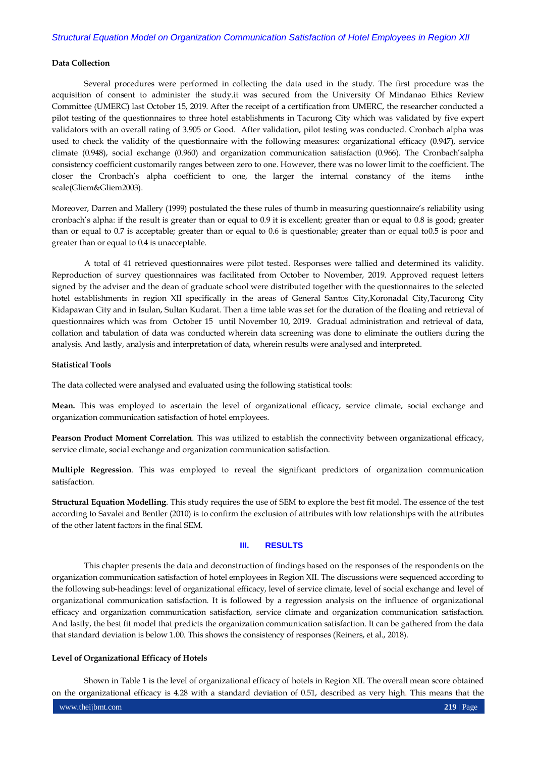### Data Collection

Several procedures were performed in collecting the data used in the study. The first procedure was the acquisition of consent to administer the study.it was secured from the University Of Mindanao Ethics Review Committee (UMERC) last October 15, 2019. After the receipt of a certification from UMERC, the researcher conducted a pilot testing of the questionnaires to three hotel establishments in Tacurong City which was validated by five expert validators with an overall rating of 3.905 or Good. After validation, pilot testing was conducted. Cronbach alpha was used to check the validity of the questionnaire with the following measures: organizational efficacy (0.947), service climate (0.948), social exchange (0.960) and organization communication satisfaction (0.966). The Cronbach'salpha consistency coefficient customarily ranges between zero to one. However, there was no lower limit to the coefficient. The closer the Cronbach's alpha coefficient to one, the larger the internal constancy of the items inthe scale(Gliem&Gliem2003).

Moreover, Darren and Mallery (1999) postulated the these rules of thumb in measuring questionnaire's reliability using cronbach's alpha: if the result is greater than or equal to 0.9 it is excellent; greater than or equal to 0.8 is good; greater than or equal to 0.7 is acceptable; greater than or equal to 0.6 is questionable; greater than or equal to0.5 is poor and greater than or equal to 0.4 is unacceptable.

A total of 41 retrieved questionnaires were pilot tested. Responses were tallied and determined its validity. Reproduction of survey questionnaires was facilitated from October to November, 2019. Approved request letters signed by the adviser and the dean of graduate school were distributed together with the questionnaires to the selected hotel establishments in region XII specifically in the areas of General Santos City,Koronadal City,Tacurong City Kidapawan City and in Isulan, Sultan Kudarat. Then a time table was set for the duration of the floating and retrieval of questionnaires which was from October 15 until November 10, 2019. Gradual administration and retrieval of data, collation and tabulation of data was conducted wherein data screening was done to eliminate the outliers during the analysis. And lastly, analysis and interpretation of data, wherein results were analysed and interpreted.

### Statistical Tools

The data collected were analysed and evaluated using the following statistical tools:

**Mean.** This was employed to ascertain the level of organizational efficacy, service climate, social exchange and organization communication satisfaction of hotel employees.

**Pearson Product Moment Correlation**. This was utilized to establish the connectivity between organizational efficacy, service climate, social exchange and organization communication satisfaction.

**Multiple Regression**. This was employed to reveal the significant predictors of organization communication satisfaction.

**Structural Equation Modelling**. This study requires the use of SEM to explore the best fit model. The essence of the test according to Savalei and Bentler (2010) is to confirm the exclusion of attributes with low relationships with the attributes of the other latent factors in the final SEM.

## III. RESULTS

This chapter presents the data and deconstruction of findings based on the responses of the respondents on the organization communication satisfaction of hotel employees in Region XII. The discussions were sequenced according to the following sub-headings: level of organizational efficacy, level of service climate, level of social exchange and level of organizational communication satisfaction. It is followed by a regression analysis on the influence of organizational efficacy and organization communication satisfaction, service climate and organization communication satisfaction. And lastly, the best fit model that predicts the organization communication satisfaction. It can be gathered from the data that standard deviation is below 1.00. This shows the consistency of responses (Reiners, et al., 2018).

### Level of Organizational Efficacy of Hotels

Shown in Table 1 is the level of organizational efficacy of hotels in Region XII. The overall mean score obtained on the organizational efficacy is 4.28 with a standard deviation of 0.51, described as very high. This means that the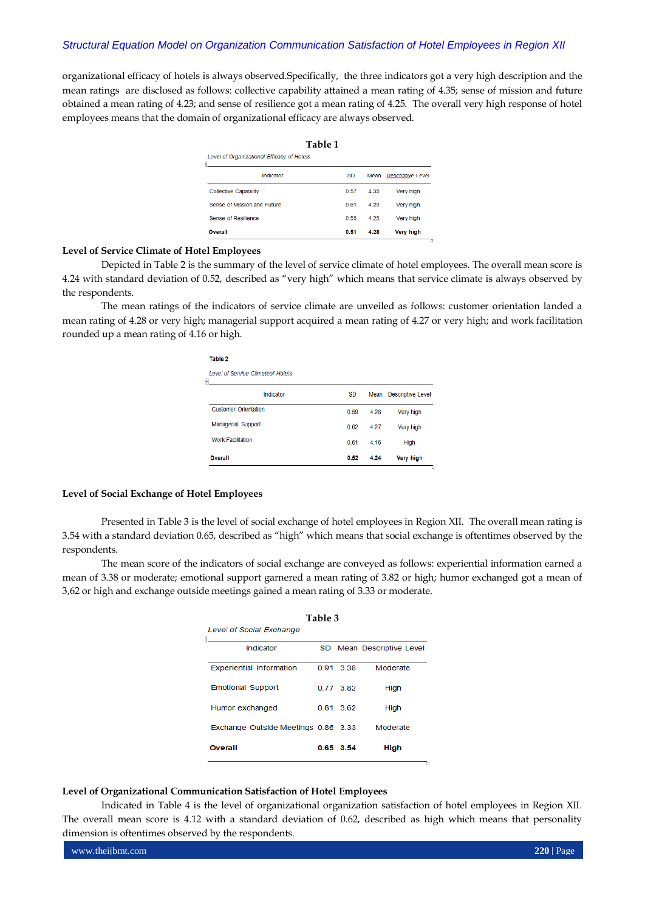organizational efficacy of hotels is always observed.Specifically, the three indicators got a very high description and the mean ratings are disclosed as follows: collective capability attained a mean rating of 4.35; sense of mission and future obtained a mean rating of 4.23; and sense of resilience got a mean rating of 4.25. The overall very high response of hotel employees means that the domain of organizational efficacy are always observed.

**Table 1**

*Level of Organizational Efficacy of Hotels*

| Indicator | SD | Mean | Descriptive Level |
|---|---|---|---|
| Collective Capability | 0.57 | 4.35 | Very high |
| Sense of Mission and Future | 0.61 | 4.23 | Very high |
| Sense of Resilience | 0.55 | 4.25 | Very high |
| **Overall** | **0.51** | **4.28** | **Very high** |

**Level of Service Climate of Hotel Employees**

Depicted in Table 2 is the summary of the level of service climate of hotel employees. The overall mean score is 4.24 with standard deviation of 0.52, described as "very high" which means that service climate is always observed by the respondents.

The mean ratings of the indicators of service climate are unveiled as follows: customer orientation landed a mean rating of 4.28 or very high; managerial support acquired a mean rating of 4.27 or very high; and work facilitation rounded up a mean rating of 4.16 or high.

**Table 2**

*Level of Service Climateof Hotels*

| Indicator | SD | Mean | Descriptive Level |
|---|---|---|---|
| Customer Orientation | 0.59 | 4.28 | Very high |
| Managerial Support | 0.62 | 4.27 | Very high |
| Work Facilitation | 0.61 | 4.16 | High |
| **Overall** | **0.52** | **4.24** | **Very high** |

**Level of Social Exchange of Hotel Employees**

Presented in Table 3 is the level of social exchange of hotel employees in Region XII. The overall mean rating is 3.54 with a standard deviation 0.65, described as "high" which means that social exchange is oftentimes observed by the respondents.

The mean score of the indicators of social exchange are conveyed as follows: experiential information earned a mean of 3.38 or moderate; emotional support garnered a mean rating of 3.82 or high; humor exchanged got a mean of 3,62 or high and exchange outside meetings gained a mean rating of 3.33 or moderate.

**Table 3**

*Level of Social Exchange*

| Indicator | SD | Mean | Descriptive Level |
|---|---|---|---|
| Experiential Information | 0.91 | 3.38 | Moderate |
| Emotional Support | 0.77 | 3.82 | High |
| Humor exchanged | 0.81 | 3.62 | High |
| Exchange Outside Meetings | 0.86 | 3.33 | Moderate |
| **Overall** | **0.65** | **3.54** | **High** |

**Level of Organizational Communication Satisfaction of Hotel Employees**

Indicated in Table 4 is the level of organizational organization satisfaction of hotel employees in Region XII. The overall mean score is 4.12 with a standard deviation of 0.62, described as high which means that personality dimension is oftentimes observed by the respondents.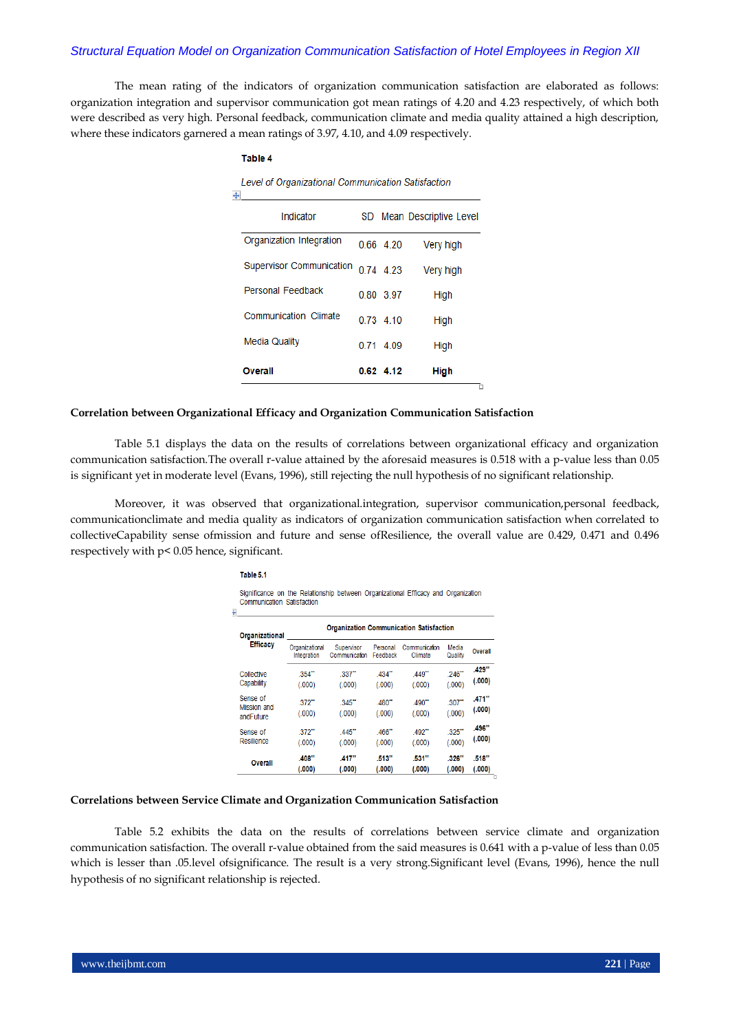The mean rating of the indicators of organization communication satisfaction are elaborated as follows: organization integration and supervisor communication got mean ratings of 4.20 and 4.23 respectively, of which both were described as very high. Personal feedback, communication climate and media quality attained a high description, where these indicators garnered a mean ratings of 3.97, 4.10, and 4.09 respectively.

**Table 4**

*Level of Organizational Communication Satisfaction*

| Indicator | SD | Mean | Descriptive Level |
|---|---|---|---|
| Organization Integration | 0.66 | 4.20 | Very high |
| Supervisor Communication | 0.74 | 4.23 | Very high |
| Personal Feedback | 0.80 | 3.97 | High |
| Communication Climate | 0.73 | 4.10 | High |
| Media Quality | 0.71 | 4.09 | High |
| **Overall** | **0.62** | **4.12** | **High** |

**Correlation between Organizational Efficacy and Organization Communication Satisfaction**

Table 5.1 displays the data on the results of correlations between organizational efficacy and organization communication satisfaction.The overall r-value attained by the aforesaid measures is 0.518 with a p-value less than 0.05 is significant yet in moderate level (Evans, 1996), still rejecting the null hypothesis of no significant relationship.

Moreover, it was observed that organizational.integration, supervisor communication,personal feedback, communicationclimate and media quality as indicators of organization communication satisfaction when correlated to collectiveCapability sense ofmission and future and sense ofResilience, the overall value are 0.429, 0.471 and 0.496 respectively with p< 0.05 hence, significant.

**Table 5.1**

Significance on the Relationship between Organizational Efficacy and Organization Communication Satisfaction

| Organizational Efficacy | Organization Communication Satisfaction | | | | | |
|---|---|---|---|---|---|---|
| | Organizational Integration | Supervisor Communication | Personal Feedback | Communication Climate | Media Quality | Overall |
| Collective Capability | .354** (.000) | .337** (.000) | .434** (.000) | .449** (.000) | .246** (.000) | **.429**** **(.000)** |
| Sense of Mission and andFuture | .372** (.000) | .345** (.000) | .460** (.000) | .490** (.000) | .307** (.000) | **.471**** **(.000)** |
| Sense of Resilience | .372** (.000) | .445** (.000) | .466** (.000) | .492** (.000) | .325** (.000) | **.496**** **(.000)** |
| **Overall** | **.408**** **(.000)** | **.417**** **(.000)** | **.513**** **(.000)** | **.531**** **(.000)** | **.326**** **(.000)** | **.518**** **(.000)** |

**Correlations between Service Climate and Organization Communication Satisfaction**

Table 5.2 exhibits the data on the results of correlations between service climate and organization communication satisfaction. The overall r-value obtained from the said measures is 0.641 with a p-value of less than 0.05 which is lesser than .05.level ofsignificance. The result is a very strong.Significant level (Evans, 1996), hence the null hypothesis of no significant relationship is rejected.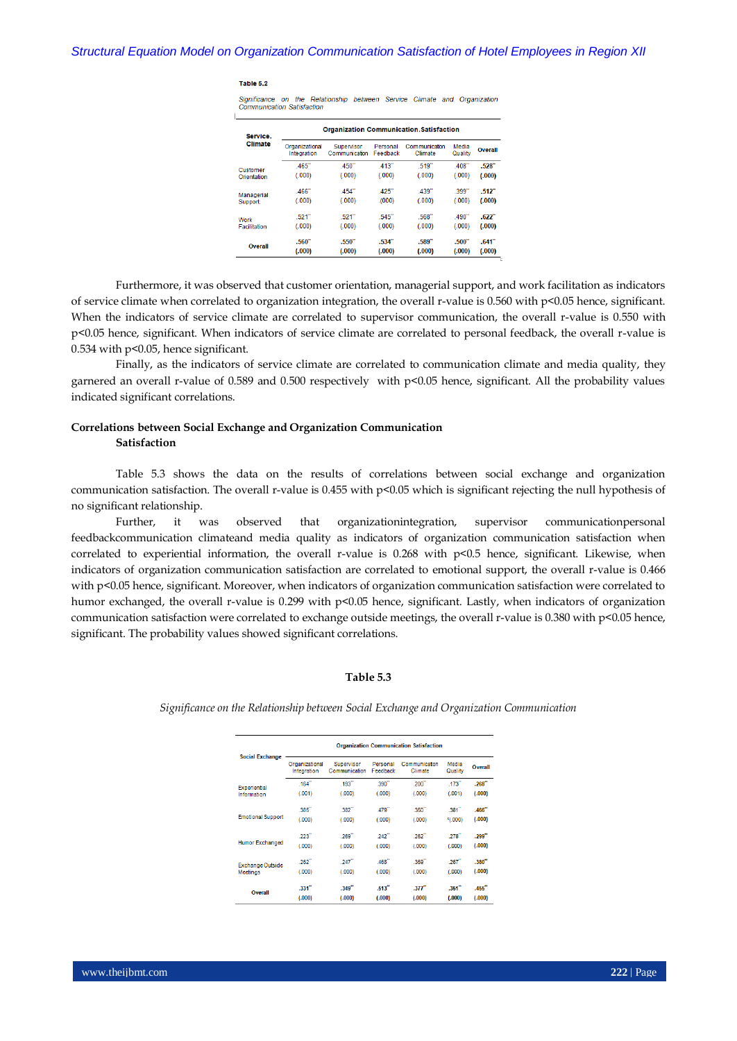**Table 5.2**

*Significance on the Relationship between Service Climate and Organization Communication Satisfaction*

| Service Climate | Organization Communication Satisfaction | | | | | |
|---|---|---|---|---|---|---|
| | Organizational Integration | Supervisor Communication | Personal Feedback | Communication Climate | Media Quality | Overall |
| Customer Orientation | .465** (.000) | .450** (.000) | .413** (.000) | .519** (.000) | .408** (.000) | **.528**** **(.000)** |
| Managerial Support | .466** (.000) | .454** (.000) | .425** (.000) | .439** (.000) | .399** (.000) | **.512**** **(.000)** |
| Work Facilitation | .521** (.000) | .521** (.000) | .545** (.000) | .568** (.000) | .490** (.000) | **.622**** **(.000)** |
| **Overall** | **.560**** **(.000)** | **.550**** **(.000)** | **.534**** **(.000)** | **.589**** **(.000)** | **.500**** **(.000)** | **.641**** **(.000)** |

Furthermore, it was observed that customer orientation, managerial support, and work facilitation as indicators of service climate when correlated to organization integration, the overall r-value is 0.560 with p<0.05 hence, significant. When the indicators of service climate are correlated to supervisor communication, the overall r-value is 0.550 with p<0.05 hence, significant. When indicators of service climate are correlated to personal feedback, the overall r-value is 0.534 with p<0.05, hence significant.

Finally, as the indicators of service climate are correlated to communication climate and media quality, they garnered an overall r-value of 0.589 and 0.500 respectively with p<0.05 hence, significant. All the probability values indicated significant correlations.

**Correlations between Social Exchange and Organization Communication Satisfaction**

Table 5.3 shows the data on the results of correlations between social exchange and organization communication satisfaction. The overall r-value is 0.455 with p<0.05 which is significant rejecting the null hypothesis of no significant relationship.

Further, it was observed that organizationintegration, supervisor communicationpersonal feedbackcommunication climateand media quality as indicators of organization communication satisfaction when correlated to experiential information, the overall r-value is 0.268 with p<0.5 hence, significant. Likewise, when indicators of organization communication satisfaction are correlated to emotional support, the overall r-value is 0.466 with p<0.05 hence, significant. Moreover, when indicators of organization communication satisfaction were correlated to humor exchanged, the overall r-value is 0.299 with p<0.05 hence, significant. Lastly, when indicators of organization communication satisfaction were correlated to exchange outside meetings, the overall r-value is 0.380 with p<0.05 hence, significant. The probability values showed significant correlations.

**Table 5.3**

*Significance on the Relationship between Social Exchange and Organization Communication*

| Social Exchange | Organization Communication Satisfaction | | | | | |
|---|---|---|---|---|---|---|
| | Organizational Integration | Supervisor Communication | Personal Feedback | Communication Climate | Media Quality | Overall |
| Experiential Information | .164** (.001) | .193** (.000) | .390** (.000) | .200** (.000) | .173** (.001) | **.268**** **(.000)** |
| Emotional Support | .385** (.000) | .382** (.000) | .479** (.000) | .350** (.000) | .381** (.000) | **.466**** **(.000)** |
| Humor Exchanged | .223** (.000) | .269** (.000) | .242** (.000) | .262** (.000) | .278** (.000) | **.299**** **(.000)** |
| Exchange Outside Meetings | .262** (.000) | .247** (.000) | .468** (.000) | .369** (.000) | .267** (.000) | **.380**** **(.000)** |
| **Overall** | **.331**** **(.000)** | **.349**** **(.000)** | **.513**** **(.000)** | **.377**** **(.000)** | **.361**** **(.000)** | **.455**** **(.000)** |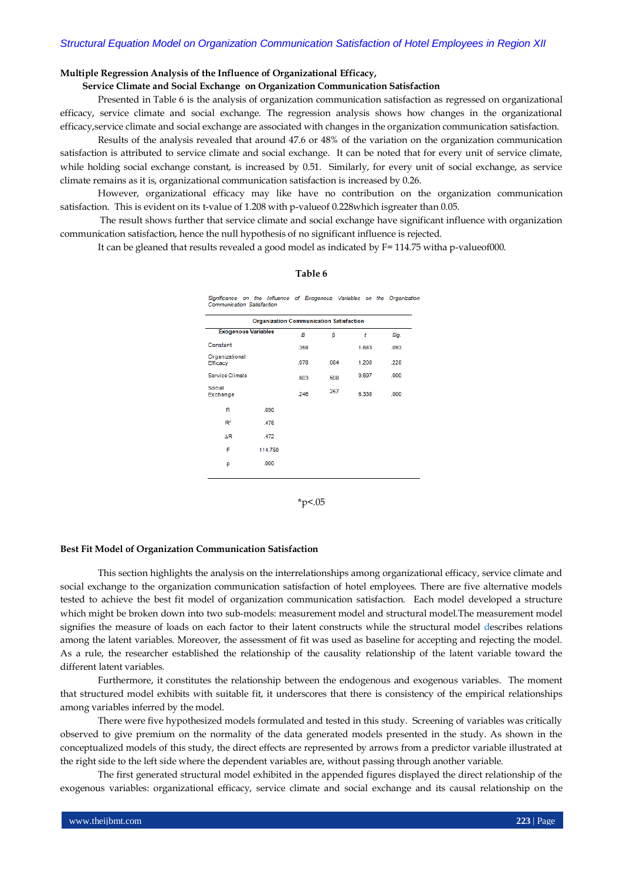**Multiple Regression Analysis of the Influence of Organizational Efficacy, Service Climate and Social Exchange on Organization Communication Satisfaction**

Presented in Table 6 is the analysis of organization communication satisfaction as regressed on organizational efficacy, service climate and social exchange. The regression analysis shows how changes in the organizational efficacy,service climate and social exchange are associated with changes in the organization communication satisfaction.

Results of the analysis revealed that around 47.6 or 48% of the variation on the organization communication satisfaction is attributed to service climate and social exchange. It can be noted that for every unit of service climate, while holding social exchange constant, is increased by 0.51. Similarly, for every unit of social exchange, as service climate remains as it is, organizational communication satisfaction is increased by 0.26.

However, organizational efficacy may like have no contribution on the organization communication satisfaction. This is evident on its t-value of 1.208 with p-valueof 0.228which isgreater than 0.05.

The result shows further that service climate and social exchange have significant influence with organization communication satisfaction, hence the null hypothesis of no significant influence is rejected.

It can be gleaned that results revealed a good model as indicated by F= 114.75 witha p-valueof000.

**Table 6**

*Significance on the Influence of Exogenous Variables on the Organization Communication Satisfaction*

| Exogenous Variables | | Organization Communication Satisfaction | | | |
|---|---|---|---|---|---|
| | | *B* | β | *t* | *Sig.* |
| Constant | | .358 | | 1.683 | .093 |
| Organizational Efficacy | | .078 | .064 | 1.208 | .228 |
| Service Climate | | .603 | .508 | 9.697 | .000 |
| Social Exchange | | .246 | .257 | 6.338 | .000 |
| R | .690 | | | | |
| $R^2$ | .476 | | | | |
| ΔR | .472 | | | | |
| F | 114.750 | | | | |
| ρ | .000 | | | | |

*p<.05

**Best Fit Model of Organization Communication Satisfaction**

This section highlights the analysis on the interrelationships among organizational efficacy, service climate and social exchange to the organization communication satisfaction of hotel employees. There are five alternative models tested to achieve the best fit model of organization communication satisfaction. Each model developed a structure which might be broken down into two sub-models: measurement model and structural model.The measurement model signifies the measure of loads on each factor to their latent constructs while the structural model describes relations among the latent variables. Moreover, the assessment of fit was used as baseline for accepting and rejecting the model. As a rule, the researcher established the relationship of the causality relationship of the latent variable toward the different latent variables.

Furthermore, it constitutes the relationship between the endogenous and exogenous variables. The moment that structured model exhibits with suitable fit, it underscores that there is consistency of the empirical relationships among variables inferred by the model.

There were five hypothesized models formulated and tested in this study. Screening of variables was critically observed to give premium on the normality of the data generated models presented in the study. As shown in the conceptualized models of this study, the direct effects are represented by arrows from a predictor variable illustrated at the right side to the left side where the dependent variables are, without passing through another variable.

The first generated structural model exhibited in the appended figures displayed the direct relationship of the exogenous variables: organizational efficacy, service climate and social exchange and its causal relationship on the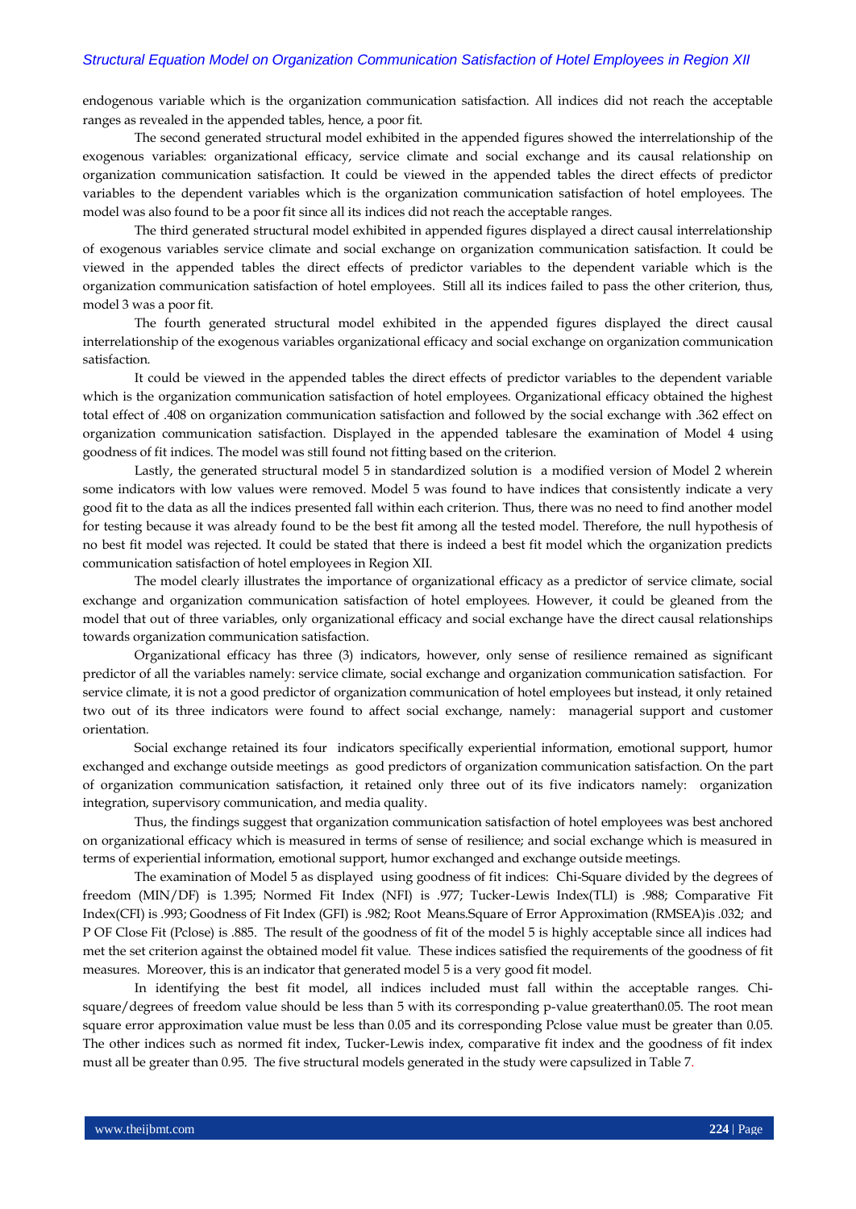endogenous variable which is the organization communication satisfaction. All indices did not reach the acceptable ranges as revealed in the appended tables, hence, a poor fit.

The second generated structural model exhibited in the appended figures showed the interrelationship of the exogenous variables: organizational efficacy, service climate and social exchange and its causal relationship on organization communication satisfaction. It could be viewed in the appended tables the direct effects of predictor variables to the dependent variables which is the organization communication satisfaction of hotel employees. The model was also found to be a poor fit since all its indices did not reach the acceptable ranges.

The third generated structural model exhibited in appended figures displayed a direct causal interrelationship of exogenous variables service climate and social exchange on organization communication satisfaction. It could be viewed in the appended tables the direct effects of predictor variables to the dependent variable which is the organization communication satisfaction of hotel employees. Still all its indices failed to pass the other criterion, thus, model 3 was a poor fit.

The fourth generated structural model exhibited in the appended figures displayed the direct causal interrelationship of the exogenous variables organizational efficacy and social exchange on organization communication satisfaction.

It could be viewed in the appended tables the direct effects of predictor variables to the dependent variable which is the organization communication satisfaction of hotel employees. Organizational efficacy obtained the highest total effect of .408 on organization communication satisfaction and followed by the social exchange with .362 effect on organization communication satisfaction. Displayed in the appended tablesare the examination of Model 4 using goodness of fit indices. The model was still found not fitting based on the criterion.

Lastly, the generated structural model 5 in standardized solution is a modified version of Model 2 wherein some indicators with low values were removed. Model 5 was found to have indices that consistently indicate a very good fit to the data as all the indices presented fall within each criterion. Thus, there was no need to find another model for testing because it was already found to be the best fit among all the tested model. Therefore, the null hypothesis of no best fit model was rejected. It could be stated that there is indeed a best fit model which the organization predicts communication satisfaction of hotel employees in Region XII.

The model clearly illustrates the importance of organizational efficacy as a predictor of service climate, social exchange and organization communication satisfaction of hotel employees. However, it could be gleaned from the model that out of three variables, only organizational efficacy and social exchange have the direct causal relationships towards organization communication satisfaction.

Organizational efficacy has three (3) indicators, however, only sense of resilience remained as significant predictor of all the variables namely: service climate, social exchange and organization communication satisfaction. For service climate, it is not a good predictor of organization communication of hotel employees but instead, it only retained two out of its three indicators were found to affect social exchange, namely: managerial support and customer orientation.

Social exchange retained its four indicators specifically experiential information, emotional support, humor exchanged and exchange outside meetings as good predictors of organization communication satisfaction. On the part of organization communication satisfaction, it retained only three out of its five indicators namely: organization integration, supervisory communication, and media quality.

Thus, the findings suggest that organization communication satisfaction of hotel employees was best anchored on organizational efficacy which is measured in terms of sense of resilience; and social exchange which is measured in terms of experiential information, emotional support, humor exchanged and exchange outside meetings.

The examination of Model 5 as displayed using goodness of fit indices: Chi-Square divided by the degrees of freedom (MIN/DF) is 1.395; Normed Fit Index (NFI) is .977; Tucker-Lewis Index(TLI) is .988; Comparative Fit Index(CFI) is .993; Goodness of Fit Index (GFI) is .982; Root Means.Square of Error Approximation (RMSEA)is .032; and P OF Close Fit (Pclose) is .885. The result of the goodness of fit of the model 5 is highly acceptable since all indices had met the set criterion against the obtained model fit value. These indices satisfied the requirements of the goodness of fit measures. Moreover, this is an indicator that generated model 5 is a very good fit model.

In identifying the best fit model, all indices included must fall within the acceptable ranges. Chi-square/degrees of freedom value should be less than 5 with its corresponding p-value greaterthan0.05. The root mean square error approximation value must be less than 0.05 and its corresponding Pclose value must be greater than 0.05. The other indices such as normed fit index, Tucker-Lewis index, comparative fit index and the goodness of fit index must all be greater than 0.95. The five structural models generated in the study were capsulized in Table 7.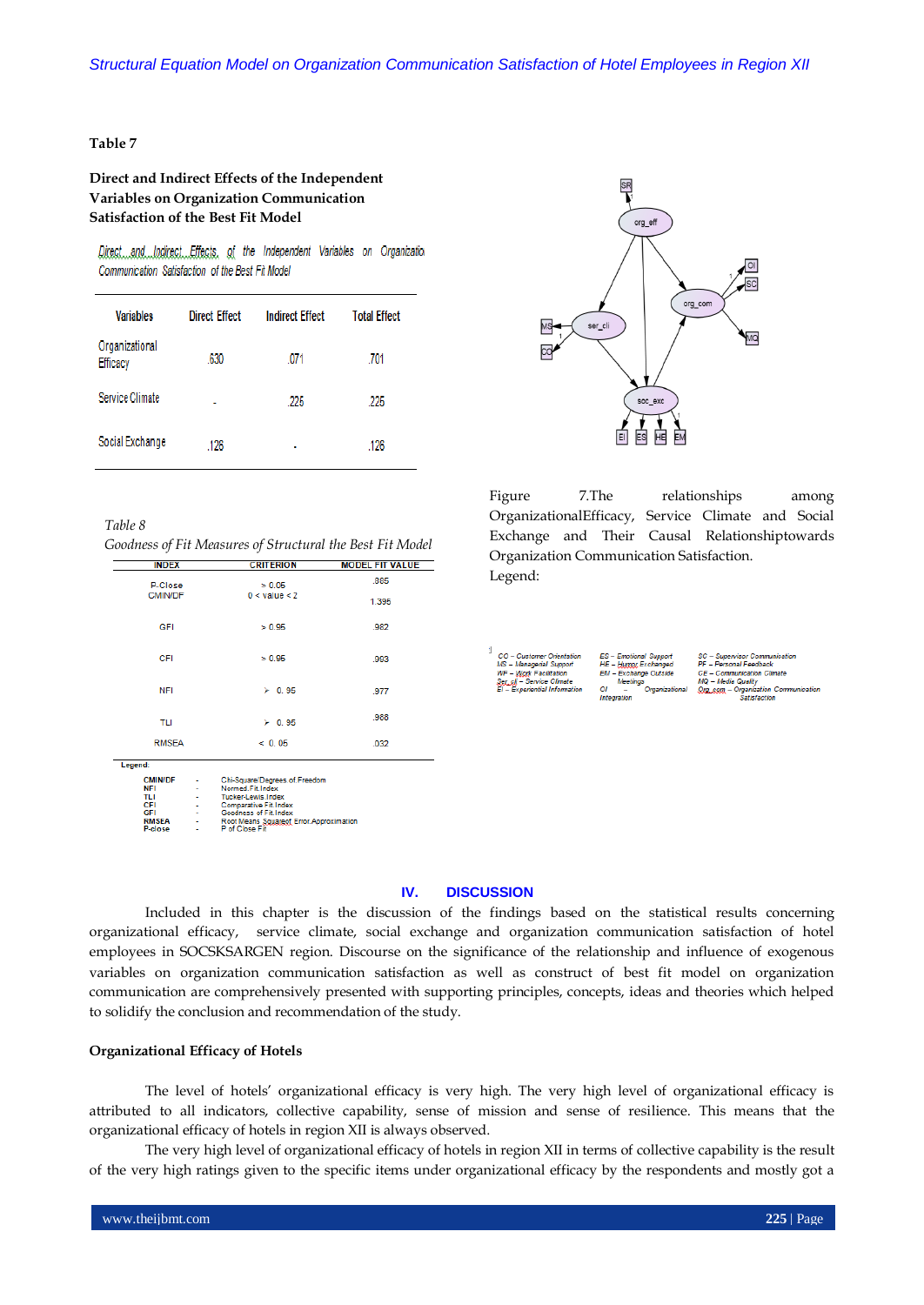**Table 7**

**Direct and Indirect Effects of the Independent Variables on Organization Communication Satisfaction of the Best Fit Model**

*Direct and Indirect Effects of the Independent Variables on Organization Communication Satisfaction of the Best Fit Model*

| Variables | Direct Effect | Indirect Effect | Total Effect |
|---|---|---|---|
| Organizational Efficacy | .630 | .071 | .701 |
| Service Climate | - | .225 | .225 |
| Social Exchange | .126 | - | .126 |

*Table 8*

*Goodness of Fit Measures of Structural the Best Fit Model*

| INDEX | CRITERION | MODEL FIT VALUE |
|---|---|---|
| P-Close | > 0.05 | .885 |
| CMIN/DF | 0 < value < 2 | 1.395 |
| GFI | > 0.95 | .982 |
| CFI | > 0.95 | .993 |
| NFI | > 0.95 | .977 |
| TLI | > 0.95 | .988 |
| RMSEA | < 0.05 | .032 |

Legend:

CMIN/DF - Chi-Square/Degrees of Freedom
NFI - Normed Fit Index
TLI - Tucker-Lewis Index
CFI - Comparative Fit Index
GFI - Goodness of Fit Index
RMSEA - Root Means Squared Error Approximation
P-close - P of Close Fit

Figure 7.The relationships among OrganizationalEfficacy, Service Climate and Social Exchange and Their Causal Relationshiptowards Organization Communication Satisfaction.

Legend:

CO – Customer Orientation
MS – Managerial Support
WF – Work Facilitation
Ser_cli – Service Climate
EI – Experiential Information
ES – Emotional Support
HE – Humor Exchanged
EM – Exchange Outside Meetings
OI – Organizational Integration
SC – Supervisor Communication
PF – Personal Feedback
CE – Communication Climate
MQ – Media Quality
Org_com – Organization Communication Satisfaction

## IV. DISCUSSION

Included in this chapter is the discussion of the findings based on the statistical results concerning organizational efficacy, service climate, social exchange and organization communication satisfaction of hotel employees in SOCSKSARGEN region. Discourse on the significance of the relationship and influence of exogenous variables on organization communication satisfaction as well as construct of best fit model on organization communication are comprehensively presented with supporting principles, concepts, ideas and theories which helped to solidify the conclusion and recommendation of the study.

### Organizational Efficacy of Hotels

The level of hotels' organizational efficacy is very high. The very high level of organizational efficacy is attributed to all indicators, collective capability, sense of mission and sense of resilience. This means that the organizational efficacy of hotels in region XII is always observed.

The very high level of organizational efficacy of hotels in region XII in terms of collective capability is the result of the very high ratings given to the specific items under organizational efficacy by the respondents and mostly got a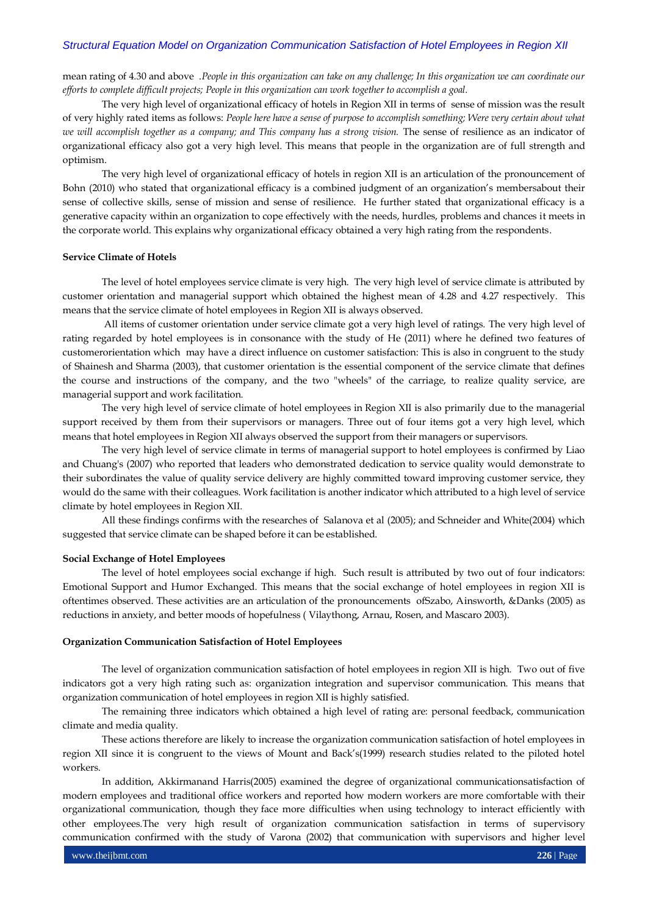mean rating of 4.30 and above .*People in this organization can take on any challenge; In this organization we can coordinate our efforts to complete difficult projects; People in this organization can work together to accomplish a goal.*

The very high level of organizational efficacy of hotels in Region XII in terms of sense of mission was the result of very highly rated items as follows: *People here have a sense of purpose to accomplish something; Were very certain about what we will accomplish together as a company; and This company has a strong vision.* The sense of resilience as an indicator of organizational efficacy also got a very high level. This means that people in the organization are of full strength and optimism.

The very high level of organizational efficacy of hotels in region XII is an articulation of the pronouncement of Bohn (2010) who stated that organizational efficacy is a combined judgment of an organization's membersabout their sense of collective skills, sense of mission and sense of resilience. He further stated that organizational efficacy is a generative capacity within an organization to cope effectively with the needs, hurdles, problems and chances it meets in the corporate world. This explains why organizational efficacy obtained a very high rating from the respondents.

**Service Climate of Hotels**

The level of hotel employees service climate is very high. The very high level of service climate is attributed by customer orientation and managerial support which obtained the highest mean of 4.28 and 4.27 respectively. This means that the service climate of hotel employees in Region XII is always observed.

All items of customer orientation under service climate got a very high level of ratings. The very high level of rating regarded by hotel employees is in consonance with the study of He (2011) where he defined two features of customerorientation which may have a direct influence on customer satisfaction: This is also in congruent to the study of Shainesh and Sharma (2003), that customer orientation is the essential component of the service climate that defines the course and instructions of the company, and the two "wheels" of the carriage, to realize quality service, are managerial support and work facilitation.

The very high level of service climate of hotel employees in Region XII is also primarily due to the managerial support received by them from their supervisors or managers. Three out of four items got a very high level, which means that hotel employees in Region XII always observed the support from their managers or supervisors.

The very high level of service climate in terms of managerial support to hotel employees is confirmed by Liao and Chuang's (2007) who reported that leaders who demonstrated dedication to service quality would demonstrate to their subordinates the value of quality service delivery are highly committed toward improving customer service, they would do the same with their colleagues. Work facilitation is another indicator which attributed to a high level of service climate by hotel employees in Region XII.

All these findings confirms with the researches of Salanova et al (2005); and Schneider and White(2004) which suggested that service climate can be shaped before it can be established.

**Social Exchange of Hotel Employees**

The level of hotel employees social exchange if high. Such result is attributed by two out of four indicators: Emotional Support and Humor Exchanged. This means that the social exchange of hotel employees in region XII is oftentimes observed. These activities are an articulation of the pronouncements ofSzabo, Ainsworth, &Danks (2005) as reductions in anxiety, and better moods of hopefulness ( Vilaythong, Arnau, Rosen, and Mascaro 2003).

**Organization Communication Satisfaction of Hotel Employees**

The level of organization communication satisfaction of hotel employees in region XII is high. Two out of five indicators got a very high rating such as: organization integration and supervisor communication. This means that organization communication of hotel employees in region XII is highly satisfied.

The remaining three indicators which obtained a high level of rating are: personal feedback, communication climate and media quality.

These actions therefore are likely to increase the organization communication satisfaction of hotel employees in region XII since it is congruent to the views of Mount and Back's(1999) research studies related to the piloted hotel workers.

In addition, Akkirmanand Harris(2005) examined the degree of organizational communicationsatisfaction of modern employees and traditional office workers and reported how modern workers are more comfortable with their organizational communication, though they face more difficulties when using technology to interact efficiently with other employees.The very high result of organization communication satisfaction in terms of supervisory communication confirmed with the study of Varona (2002) that communication with supervisors and higher level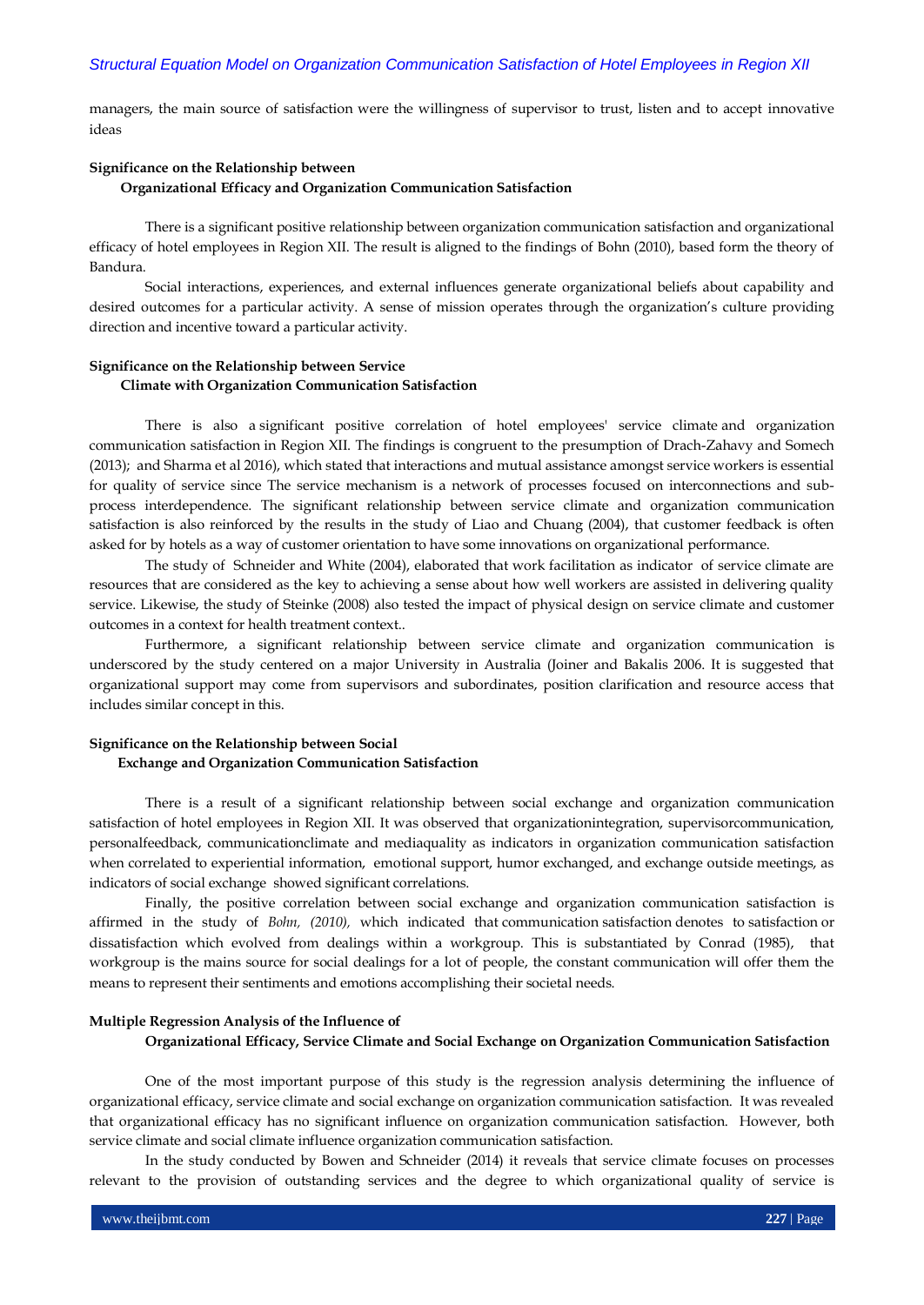managers, the main source of satisfaction were the willingness of supervisor to trust, listen and to accept innovative ideas

**Significance on the Relationship between Organizational Efficacy and Organization Communication Satisfaction**

There is a significant positive relationship between organization communication satisfaction and organizational efficacy of hotel employees in Region XII. The result is aligned to the findings of Bohn (2010), based form the theory of Bandura.

Social interactions, experiences, and external influences generate organizational beliefs about capability and desired outcomes for a particular activity. A sense of mission operates through the organization's culture providing direction and incentive toward a particular activity.

**Significance on the Relationship between Service Climate with Organization Communication Satisfaction**

There is also a significant positive correlation of hotel employees' service climate and organization communication satisfaction in Region XII. The findings is congruent to the presumption of Drach-Zahavy and Somech (2013); and Sharma et al 2016), which stated that interactions and mutual assistance amongst service workers is essential for quality of service since The service mechanism is a network of processes focused on interconnections and sub-process interdependence. The significant relationship between service climate and organization communication satisfaction is also reinforced by the results in the study of Liao and Chuang (2004), that customer feedback is often asked for by hotels as a way of customer orientation to have some innovations on organizational performance.

The study of Schneider and White (2004), elaborated that work facilitation as indicator of service climate are resources that are considered as the key to achieving a sense about how well workers are assisted in delivering quality service. Likewise, the study of Steinke (2008) also tested the impact of physical design on service climate and customer outcomes in a context for health treatment context..

Furthermore, a significant relationship between service climate and organization communication is underscored by the study centered on a major University in Australia (Joiner and Bakalis 2006. It is suggested that organizational support may come from supervisors and subordinates, position clarification and resource access that includes similar concept in this.

**Significance on the Relationship between Social Exchange and Organization Communication Satisfaction**

There is a result of a significant relationship between social exchange and organization communication satisfaction of hotel employees in Region XII. It was observed that organizationintegration, supervisorcommunication, personalfeedback, communicationclimate and mediaquality as indicators in organization communication satisfaction when correlated to experiential information, emotional support, humor exchanged, and exchange outside meetings, as indicators of social exchange showed significant correlations.

Finally, the positive correlation between social exchange and organization communication satisfaction is affirmed in the study of *Bohn, (2010),* which indicated that communication satisfaction denotes to satisfaction or dissatisfaction which evolved from dealings within a workgroup. This is substantiated by Conrad (1985), that workgroup is the mains source for social dealings for a lot of people, the constant communication will offer them the means to represent their sentiments and emotions accomplishing their societal needs.

**Multiple Regression Analysis of the Influence of Organizational Efficacy, Service Climate and Social Exchange on Organization Communication Satisfaction**

One of the most important purpose of this study is the regression analysis determining the influence of organizational efficacy, service climate and social exchange on organization communication satisfaction. It was revealed that organizational efficacy has no significant influence on organization communication satisfaction. However, both service climate and social climate influence organization communication satisfaction.

In the study conducted by Bowen and Schneider (2014) it reveals that service climate focuses on processes relevant to the provision of outstanding services and the degree to which organizational quality of service is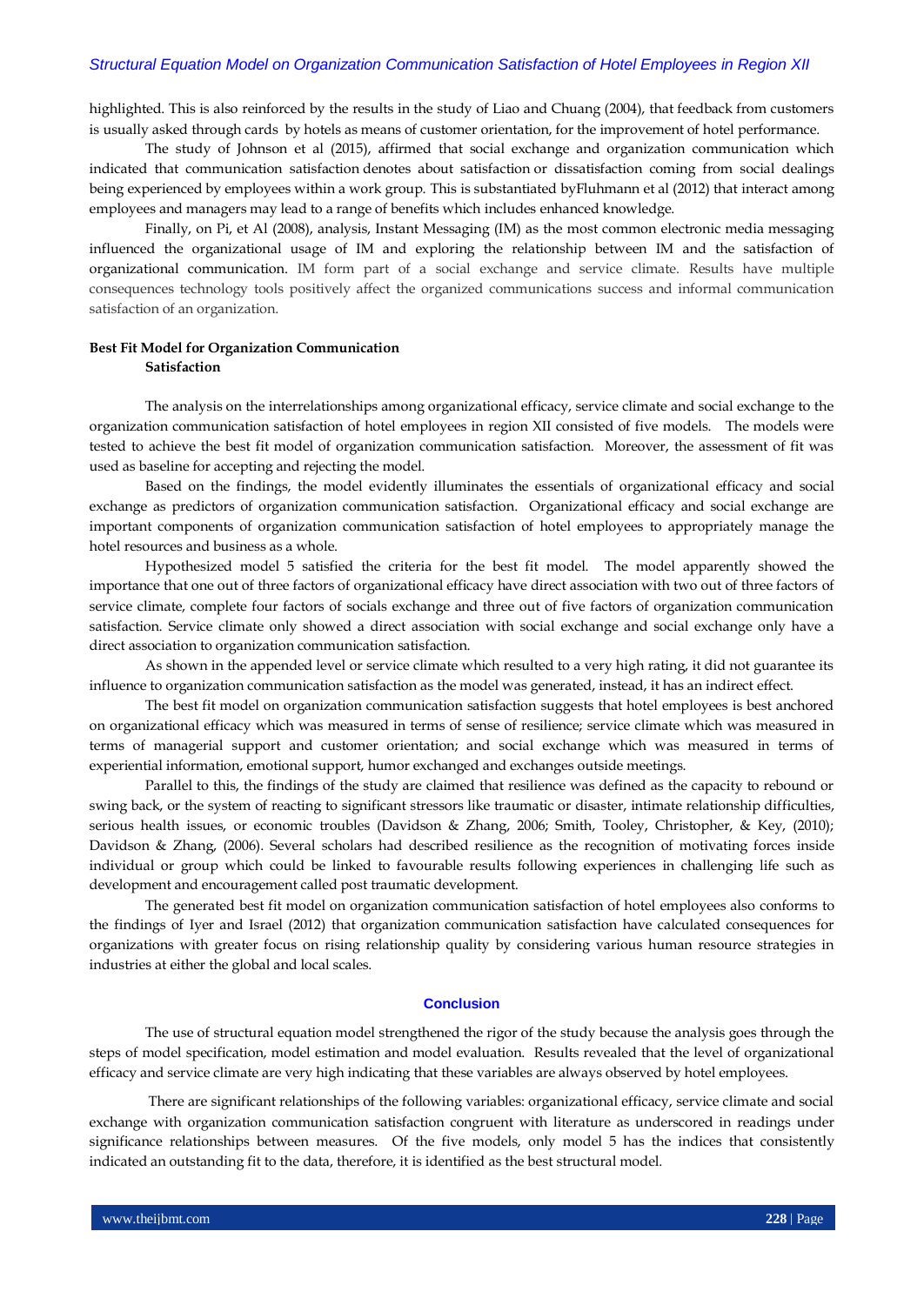highlighted. This is also reinforced by the results in the study of Liao and Chuang (2004), that feedback from customers is usually asked through cards by hotels as means of customer orientation, for the improvement of hotel performance.

The study of Johnson et al (2015), affirmed that social exchange and organization communication which indicated that communication satisfaction denotes about satisfaction or dissatisfaction coming from social dealings being experienced by employees within a work group. This is substantiated byFluhmann et al (2012) that interact among employees and managers may lead to a range of benefits which includes enhanced knowledge.

Finally, on Pi, et Al (2008), analysis, Instant Messaging (IM) as the most common electronic media messaging influenced the organizational usage of IM and exploring the relationship between IM and the satisfaction of organizational communication. IM form part of a social exchange and service climate. Results have multiple consequences technology tools positively affect the organized communications success and informal communication satisfaction of an organization.

**Best Fit Model for Organization Communication Satisfaction**

The analysis on the interrelationships among organizational efficacy, service climate and social exchange to the organization communication satisfaction of hotel employees in region XII consisted of five models. The models were tested to achieve the best fit model of organization communication satisfaction. Moreover, the assessment of fit was used as baseline for accepting and rejecting the model.

Based on the findings, the model evidently illuminates the essentials of organizational efficacy and social exchange as predictors of organization communication satisfaction. Organizational efficacy and social exchange are important components of organization communication satisfaction of hotel employees to appropriately manage the hotel resources and business as a whole.

Hypothesized model 5 satisfied the criteria for the best fit model. The model apparently showed the importance that one out of three factors of organizational efficacy have direct association with two out of three factors of service climate, complete four factors of socials exchange and three out of five factors of organization communication satisfaction. Service climate only showed a direct association with social exchange and social exchange only have a direct association to organization communication satisfaction.

As shown in the appended level or service climate which resulted to a very high rating, it did not guarantee its influence to organization communication satisfaction as the model was generated, instead, it has an indirect effect.

The best fit model on organization communication satisfaction suggests that hotel employees is best anchored on organizational efficacy which was measured in terms of sense of resilience; service climate which was measured in terms of managerial support and customer orientation; and social exchange which was measured in terms of experiential information, emotional support, humor exchanged and exchanges outside meetings.

Parallel to this, the findings of the study are claimed that resilience was defined as the capacity to rebound or swing back, or the system of reacting to significant stressors like traumatic or disaster, intimate relationship difficulties, serious health issues, or economic troubles (Davidson & Zhang, 2006; Smith, Tooley, Christopher, & Key, (2010); Davidson & Zhang, (2006). Several scholars had described resilience as the recognition of motivating forces inside individual or group which could be linked to favourable results following experiences in challenging life such as development and encouragement called post traumatic development.

The generated best fit model on organization communication satisfaction of hotel employees also conforms to the findings of Iyer and Israel (2012) that organization communication satisfaction have calculated consequences for organizations with greater focus on rising relationship quality by considering various human resource strategies in industries at either the global and local scales.

## Conclusion

The use of structural equation model strengthened the rigor of the study because the analysis goes through the steps of model specification, model estimation and model evaluation. Results revealed that the level of organizational efficacy and service climate are very high indicating that these variables are always observed by hotel employees.

There are significant relationships of the following variables: organizational efficacy, service climate and social exchange with organization communication satisfaction congruent with literature as underscored in readings under significance relationships between measures. Of the five models, only model 5 has the indices that consistently indicated an outstanding fit to the data, therefore, it is identified as the best structural model.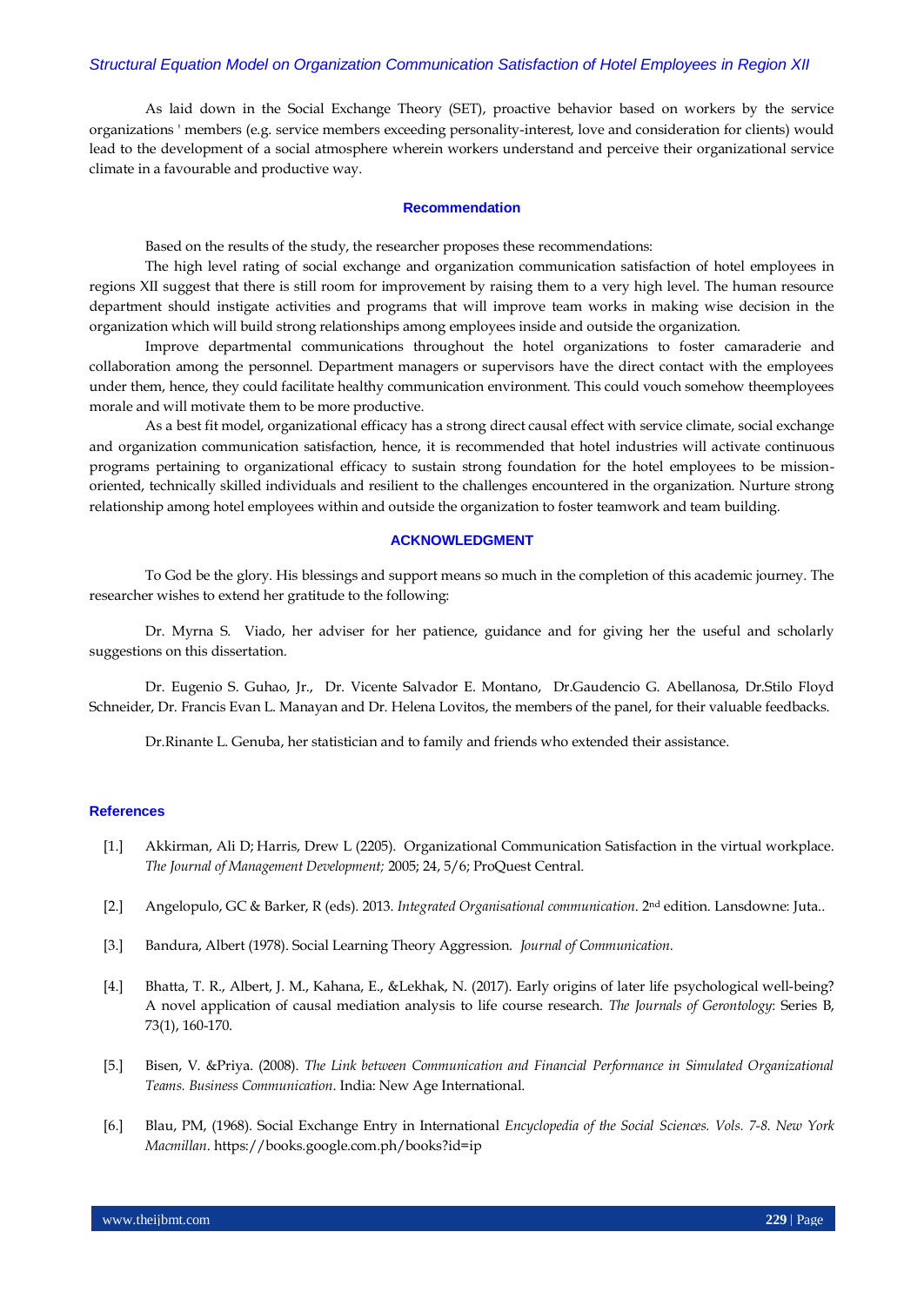As laid down in the Social Exchange Theory (SET), proactive behavior based on workers by the service organizations ' members (e.g. service members exceeding personality-interest, love and consideration for clients) would lead to the development of a social atmosphere wherein workers understand and perceive their organizational service climate in a favourable and productive way.

## Recommendation

Based on the results of the study, the researcher proposes these recommendations:

The high level rating of social exchange and organization communication satisfaction of hotel employees in regions XII suggest that there is still room for improvement by raising them to a very high level. The human resource department should instigate activities and programs that will improve team works in making wise decision in the organization which will build strong relationships among employees inside and outside the organization.

Improve departmental communications throughout the hotel organizations to foster camaraderie and collaboration among the personnel. Department managers or supervisors have the direct contact with the employees under them, hence, they could facilitate healthy communication environment. This could vouch somehow theemployees morale and will motivate them to be more productive.

As a best fit model, organizational efficacy has a strong direct causal effect with service climate, social exchange and organization communication satisfaction, hence, it is recommended that hotel industries will activate continuous programs pertaining to organizational efficacy to sustain strong foundation for the hotel employees to be mission-oriented, technically skilled individuals and resilient to the challenges encountered in the organization. Nurture strong relationship among hotel employees within and outside the organization to foster teamwork and team building.

## ACKNOWLEDGMENT

To God be the glory. His blessings and support means so much in the completion of this academic journey. The researcher wishes to extend her gratitude to the following:

Dr. Myrna S. Viado, her adviser for her patience, guidance and for giving her the useful and scholarly suggestions on this dissertation.

Dr. Eugenio S. Guhao, Jr., Dr. Vicente Salvador E. Montano, Dr.Gaudencio G. Abellanosa, Dr.Stilo Floyd Schneider, Dr. Francis Evan L. Manayan and Dr. Helena Lovitos, the members of the panel, for their valuable feedbacks.

Dr.Rinante L. Genuba, her statistician and to family and friends who extended their assistance.

## References

[1.] Akkirman, Ali D; Harris, Drew L (2205). Organizational Communication Satisfaction in the virtual workplace. *The Journal of Management Development;* 2005; 24, 5/6; ProQuest Central.

[2.] Angelopulo, GC & Barker, R (eds). 2013. *Integrated Organisational communication*. 2nd edition. Lansdowne: Juta..

[3.] Bandura, Albert (1978). Social Learning Theory Aggression. *Journal of Communication.*

[4.] Bhatta, T. R., Albert, J. M., Kahana, E., &Lekhak, N. (2017). Early origins of later life psychological well-being? A novel application of causal mediation analysis to life course research. *The Journals of Gerontology*: Series B, 73(1), 160-170.

[5.] Bisen, V. &Priya. (2008). *The Link between Communication and Financial Performance in Simulated Organizational Teams. Business Communication*. India: New Age International.

[6.] Blau, PM, (1968). Social Exchange Entry in International *Encyclopedia of the Social Sciences. Vols. 7-8. New York Macmillan*. https://books.google.com.ph/books?id=ip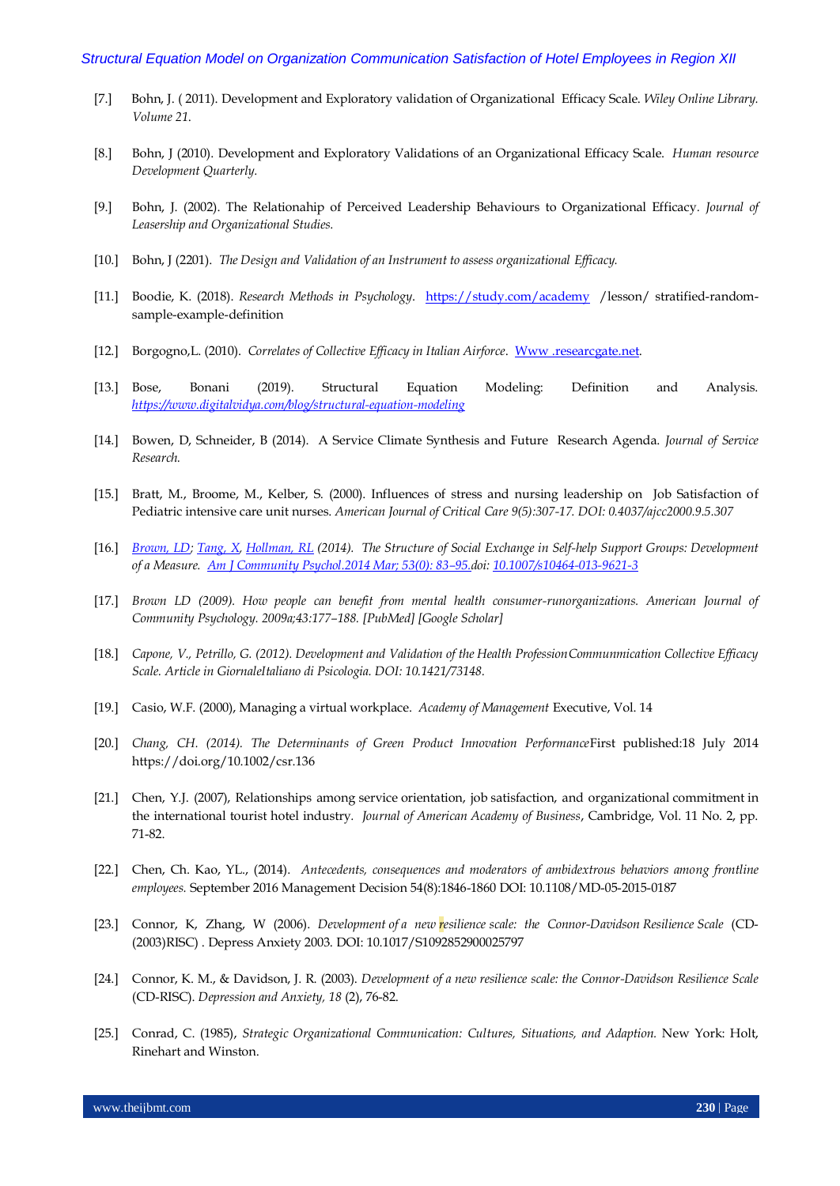[7.] Bohn, J. ( 2011). Development and Exploratory validation of Organizational Efficacy Scale. *Wiley Online Library. Volume 21.*

[8.] Bohn, J (2010). Development and Exploratory Validations of an Organizational Efficacy Scale. *Human resource Development Quarterly.*

[9.] Bohn, J. (2002). The Relationahip of Perceived Leadership Behaviours to Organizational Efficacy. *Journal of Leasership and Organizational Studies.*

[10.] Bohn, J (2201). *The Design and Validation of an Instrument to assess organizational Efficacy.*

[11.] Boodie, K. (2018). *Research Methods in Psychology*. https://study.com/academy /lesson/ stratified-random-sample-example-definition

[12.] Borgogno,L. (2010). *Correlates of Collective Efficacy in Italian Airforce*. Www .researcgate.net.

[13.] Bose, Bonani (2019). Structural Equation Modeling: Definition and Analysis. *https://www.digitalvidya.com/blog/structural-equation-modeling*

[14.] Bowen, D, Schneider, B (2014). A Service Climate Synthesis and Future Research Agenda. *Journal of Service Research.*

[15.] Bratt, M., Broome, M., Kelber, S. (2000). Influences of stress and nursing leadership on Job Satisfaction of Pediatric intensive care unit nurses. *American Journal of Critical Care 9(5):307-17. DOI: 0.4037/ajcc2000.9.5.307*

[16.] *Brown, LD; Tang, X, Hollman, RL (2014). The Structure of Social Exchange in Self-help Support Groups: Development of a Measure. Am J Community Psychol.2014 Mar; 53(0): 83–95.doi: 10.1007/s10464-013-9621-3*

[17.] *Brown LD (2009). How people can benefit from mental health consumer-runorganizations. American Journal of Community Psychology. 2009a;43:177–188. [PubMed] [Google Scholar]*

[18.] *Capone, V., Petrillo, G. (2012). Development and Validation of the Health ProfessionCommunmication Collective Efficacy Scale. Article in GiornaleItaliano di Psicologia. DOI: 10.1421/73148.*

[19.] Casio, W.F. (2000), Managing a virtual workplace. *Academy of Management* Executive, Vol. 14

[20.] *Chang, CH. (2014). The Determinants of Green Product Innovation Performance*First published:18 July 2014 https://doi.org/10.1002/csr.136

[21.] Chen, Y.J. (2007), Relationships among service orientation, job satisfaction, and organizational commitment in the international tourist hotel industry. *Journal of American Academy of Business*, Cambridge, Vol. 11 No. 2, pp. 71-82.

[22.] Chen, Ch. Kao, YL., (2014). *Antecedents, consequences and moderators of ambidextrous behaviors among frontline employees.* September 2016 Management Decision 54(8):1846-1860 DOI: 10.1108/MD-05-2015-0187

[23.] Connor, K, Zhang, W (2006). *Development of a new resilience scale: the Connor-Davidson Resilience Scale* (CD-(2003)RISC) . Depress Anxiety 2003. DOI: 10.1017/S1092852900025797

[24.] Connor, K. M., & Davidson, J. R. (2003). *Development of a new resilience scale: the Connor-Davidson Resilience Scale* (CD-RISC). *Depression and Anxiety, 18* (2), 76-82.

[25.] Conrad, C. (1985), *Strategic Organizational Communication: Cultures, Situations, and Adaption.* New York: Holt, Rinehart and Winston.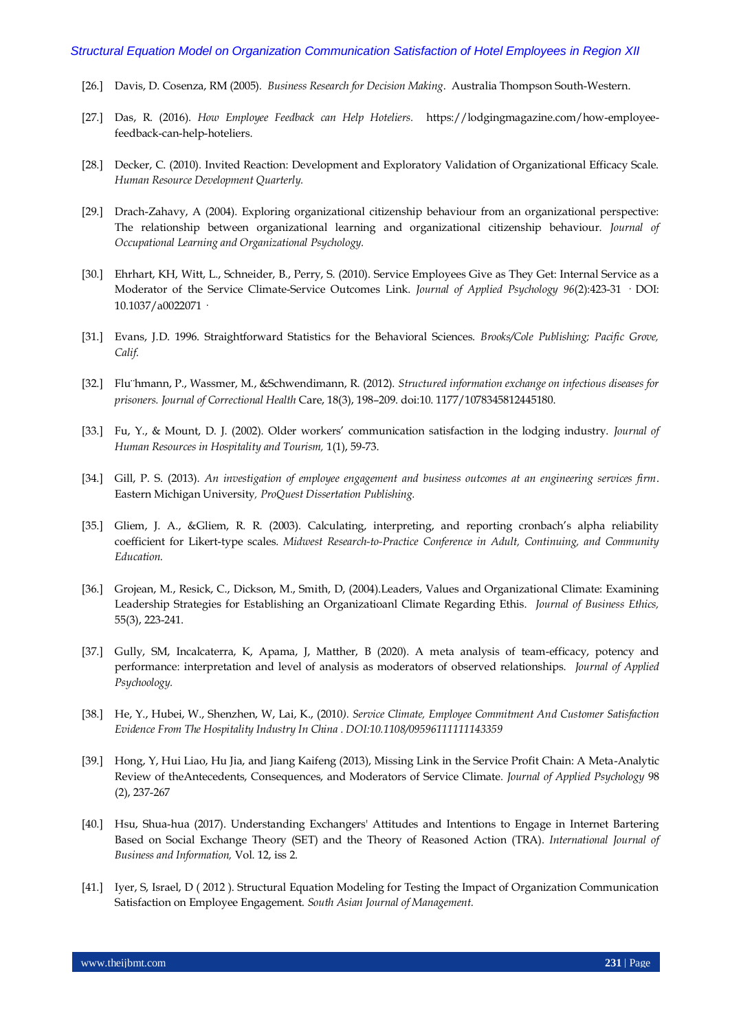[26.] Davis, D. Cosenza, RM (2005). *Business Research for Decision Making*. Australia Thompson South-Western.

[27.] Das, R. (2016). *How Employee Feedback can Help Hoteliers.* https://lodgingmagazine.com/how-employee-feedback-can-help-hoteliers.

[28.] Decker, C. (2010). Invited Reaction: Development and Exploratory Validation of Organizational Efficacy Scale. *Human Resource Development Quarterly.*

[29.] Drach-Zahavy, A (2004). Exploring organizational citizenship behaviour from an organizational perspective: The relationship between organizational learning and organizational citizenship behaviour. *Journal of Occupational Learning and Organizational Psychology.*

[30.] Ehrhart, KH, Witt, L., Schneider, B., Perry, S. (2010). Service Employees Give as They Get: Internal Service as a Moderator of the Service Climate-Service Outcomes Link. *Journal of Applied Psychology 96*(2):423-31 · DOI: 10.1037/a0022071 ·

[31.] Evans, J.D. 1996. Straightforward Statistics for the Behavioral Sciences. *Brooks/Cole Publishing; Pacific Grove, Calif.*

[32.] Flu¨hmann, P., Wassmer, M., &Schwendimann, R. (2012). *Structured information exchange on infectious diseases for prisoners. Journal of Correctional Health* Care, 18(3), 198–209. doi:10. 1177/1078345812445180.

[33.] Fu, Y., & Mount, D. J. (2002). Older workers' communication satisfaction in the lodging industry. *Journal of Human Resources in Hospitality and Tourism,* 1(1), 59-73.

[34.] Gill, P. S. (2013). *An investigation of employee engagement and business outcomes at an engineering services firm*. Eastern Michigan University*, ProQuest Dissertation Publishing.*

[35.] Gliem, J. A., &Gliem, R. R. (2003). Calculating, interpreting, and reporting cronbach's alpha reliability coefficient for Likert-type scales. *Midwest Research-to-Practice Conference in Adult, Continuing, and Community Education.*

[36.] Grojean, M., Resick, C., Dickson, M., Smith, D, (2004).Leaders, Values and Organizational Climate: Examining Leadership Strategies for Establishing an Organizatioanl Climate Regarding Ethis. *Journal of Business Ethics,* 55(3), 223-241.

[37.] Gully, SM, Incalcaterra, K, Apama, J, Matther, B (2020). A meta analysis of team-efficacy, potency and performance: interpretation and level of analysis as moderators of observed relationships. *Journal of Applied Psychoology.*

[38.] He, Y., Hubei, W., Shenzhen, W, Lai, K., (2010*). Service Climate, Employee Commitment And Customer Satisfaction Evidence From The Hospitality Industry In China . DOI:10.1108/09596111111143359*

[39.] Hong, Y, Hui Liao, Hu Jia, and Jiang Kaifeng (2013), Missing Link in the Service Profit Chain: A Meta-Analytic Review of theAntecedents, Consequences, and Moderators of Service Climate. *Journal of Applied Psychology* 98 (2), 237-267

[40.] Hsu, Shua-hua (2017). Understanding Exchangers' Attitudes and Intentions to Engage in Internet Bartering Based on Social Exchange Theory (SET) and the Theory of Reasoned Action (TRA). *International Journal of Business and Information,* Vol. 12, iss 2.

[41.] Iyer, S, Israel, D ( 2012 ). Structural Equation Modeling for Testing the Impact of Organization Communication Satisfaction on Employee Engagement. *South Asian Journal of Management.*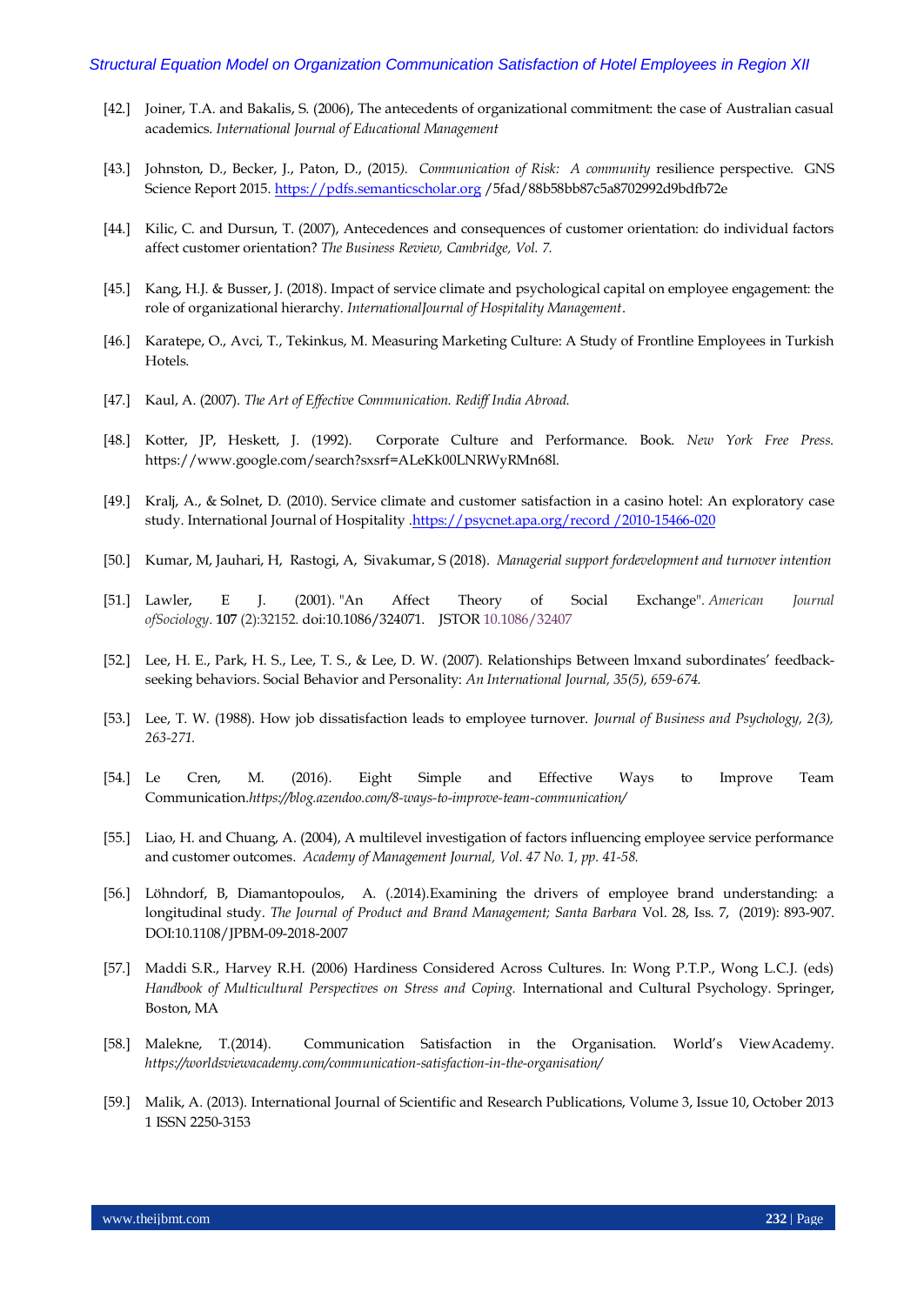[42.] Joiner, T.A. and Bakalis, S. (2006), The antecedents of organizational commitment: the case of Australian casual academics. *International Journal of Educational Management*

[43.] Johnston, D., Becker, J., Paton, D., (2015*). Communication of Risk: A community* resilience perspective. GNS Science Report 2015. https://pdfs.semanticscholar.org /5fad/88b58bb87c5a8702992d9bdfb72e

[44.] Kilic, C. and Dursun, T. (2007), Antecedences and consequences of customer orientation: do individual factors affect customer orientation? *The Business Review, Cambridge, Vol. 7.*

[45.] Kang, H.J. & Busser, J. (2018). Impact of service climate and psychological capital on employee engagement: the role of organizational hierarchy. *InternationalJournal of Hospitality Management*.

[46.] Karatepe, O., Avci, T., Tekinkus, M. Measuring Marketing Culture: A Study of Frontline Employees in Turkish Hotels.

[47.] Kaul, A. (2007). *The Art of Effective Communication. Rediff India Abroad.*

[48.] Kotter, JP, Heskett, J. (1992). Corporate Culture and Performance. Book. *New York Free Press.* https://www.google.com/search?sxsrf=ALeKk00LNRWyRMn68l.

[49.] Kralj, A., & Solnet, D. (2010). Service climate and customer satisfaction in a casino hotel: An exploratory case study. International Journal of Hospitality .https://psycnet.apa.org/record /2010-15466-020

[50.] Kumar, M, Jauhari, H, Rastogi, A, Sivakumar, S (2018). *Managerial support fordevelopment and turnover intention*

[51.] Lawler, E J. (2001). "An Affect Theory of Social Exchange". *American Journal ofSociology*. **107** (2):32152. doi:10.1086/324071. JSTOR 10.1086/32407

[52.] Lee, H. E., Park, H. S., Lee, T. S., & Lee, D. W. (2007). Relationships Between lmxand subordinates' feedback-seeking behaviors. Social Behavior and Personality: *An International Journal, 35(5), 659-674.*

[53.] Lee, T. W. (1988). How job dissatisfaction leads to employee turnover. *Journal of Business and Psychology, 2(3), 263-271.*

[54.] Le Cren, M. (2016). Eight Simple and Effective Ways to Improve Team Communication.*https://blog.azendoo.com/8-ways-to-improve-team-communication/*

[55.] Liao, H. and Chuang, A. (2004), A multilevel investigation of factors influencing employee service performance and customer outcomes. *Academy of Management Journal, Vol. 47 No. 1, pp. 41-58.*

[56.] Löhndorf, B, Diamantopoulos, A. (.2014).Examining the drivers of employee brand understanding: a longitudinal study. *The Journal of Product and Brand Management; Santa Barbara* Vol. 28, Iss. 7, (2019): 893-907. DOI:10.1108/JPBM-09-2018-2007

[57.] Maddi S.R., Harvey R.H. (2006) Hardiness Considered Across Cultures. In: Wong P.T.P., Wong L.C.J. (eds) *Handbook of Multicultural Perspectives on Stress and Coping.* International and Cultural Psychology. Springer, Boston, MA

[58.] Malekne, T.(2014). Communication Satisfaction in the Organisation. World's ViewAcademy. *https://worldsviewacademy.com/communication-satisfaction-in-the-organisation/*

[59.] Malik, A. (2013). International Journal of Scientific and Research Publications, Volume 3, Issue 10, October 2013 1 ISSN 2250-3153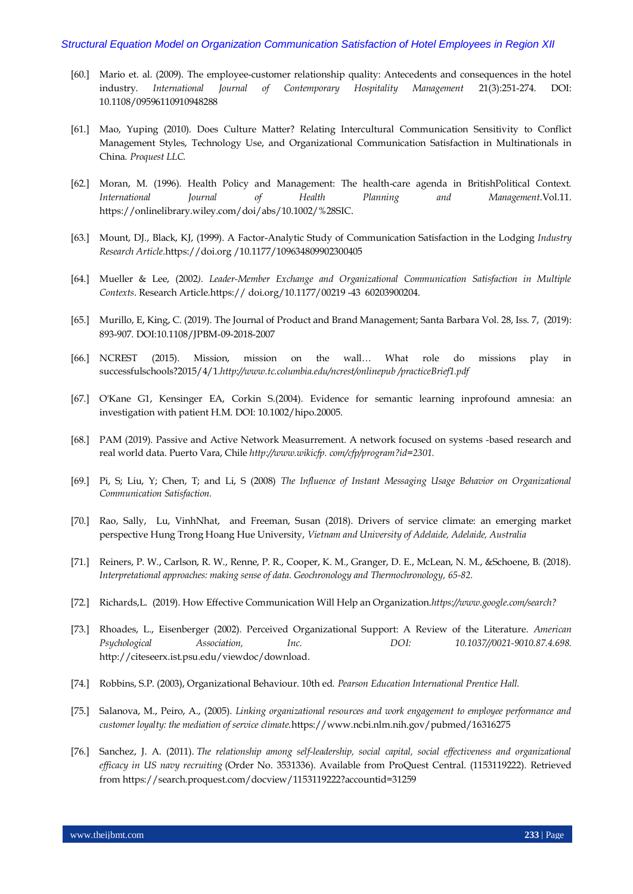[60.] Mario et. al. (2009). The employee-customer relationship quality: Antecedents and consequences in the hotel industry. *International Journal of Contemporary Hospitality Management* 21(3):251-274. DOI: 10.1108/09596110910948288

[61.] Mao, Yuping (2010). Does Culture Matter? Relating Intercultural Communication Sensitivity to Conflict Management Styles, Technology Use, and Organizational Communication Satisfaction in Multinationals in China. *Proquest LLC.*

[62.] Moran, M. (1996). Health Policy and Management: The health-care agenda in BritishPolitical Context. *International Journal of Health Planning and Management*.Vol.11. https://onlinelibrary.wiley.com/doi/abs/10.1002/%28SIC.

[63.] Mount, DJ., Black, KJ, (1999). A Factor-Analytic Study of Communication Satisfaction in the Lodging *Industry Research Article*.https://doi.org /10.1177/109634809902300405

[64.] Mueller & Lee, (2002*). Leader-Member Exchange and Organizational Communication Satisfaction in Multiple Contexts*. Research Article.https:// doi.org/10.1177/00219 -43 60203900204.

[65.] Murillo, E, King, C. (2019). The Journal of Product and Brand Management; Santa Barbara Vol. 28, Iss. 7, (2019): 893-907. DOI:10.1108/JPBM-09-2018-2007

[66.] NCREST (2015). Mission, mission on the wall… What role do missions play in successfulschools?2015/4/1.*http://www.tc.columbia.edu/ncrest/onlinepub /practiceBrief1.pdf*

[67.] O'Kane G1, Kensinger EA, Corkin S.(2004). Evidence for semantic learning inprofound amnesia: an investigation with patient H.M. DOI: 10.1002/hipo.20005.

[68.] PAM (2019). Passive and Active Network Measurrement. A network focused on systems -based research and real world data. Puerto Vara, Chile *http://www.wikicfp. com/cfp/program?id=2301.*

[69.] Pi, S; Liu, Y; Chen, T; and Li, S (2008) *The Influence of Instant Messaging Usage Behavior on Organizational Communication Satisfaction.*

[70.] Rao, Sally, Lu, VinhNhat, and Freeman, Susan (2018). Drivers of service climate: an emerging market perspective Hung Trong Hoang Hue University, *Vietnam and University of Adelaide, Adelaide, Australia*

[71.] Reiners, P. W., Carlson, R. W., Renne, P. R., Cooper, K. M., Granger, D. E., McLean, N. M., &Schoene, B. (2018). *Interpretational approaches: making sense of data. Geochronology and Thermochronology, 65-82.*

[72.] Richards,L. (2019). How Effective Communication Will Help an Organization.*https://www.google.com/search?*

[73.] Rhoades, L., Eisenberger (2002). Perceived Organizational Support: A Review of the Literature. *American Psychological Association, Inc. DOI: 10.1037//0021-9010.87.4.698.* http://citeserx.ist.psu.edu/viewdoc/download.

[74.] Robbins, S.P. (2003), Organizational Behaviour. 10th ed. *Pearson Education International Prentice Hall.*

[75.] Salanova, M., Peiro, A., (2005). *Linking organizational resources and work engagement to employee performance and customer loyalty: the mediation of service climate.*https://www.ncbi.nlm.nih.gov/pubmed/16316275

[76.] Sanchez, J. A. (2011). *The relationship among self-leadership, social capital, social effectiveness and organizational efficacy in US navy recruiting* (Order No. 3531336). Available from ProQuest Central. (1153119222). Retrieved from https://search.proquest.com/docview/1153119222?accountid=31259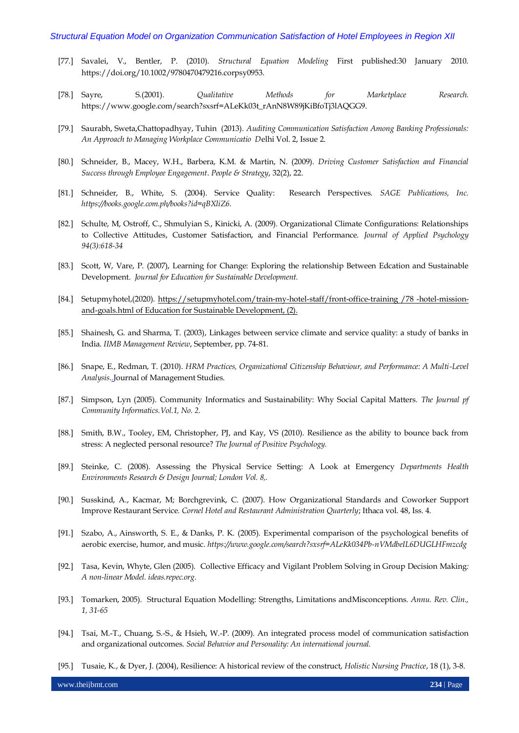[77.] Savalei, V., Bentler, P. (2010). *Structural Equation Modeling* First published:30 January 2010. https://doi.org/10.1002/9780470479216.corpsy0953.

[78.] Sayre, S.(2001). *Qualitative Methods for Marketplace Research.* https://www.google.com/search?sxsrf=ALeKk03t_rAnN8W89jKiBfoTj3lAQGG9.

[79.] Saurabh, Sweta,Chattopadhyay, Tuhin (2013). *Auditing Communication Satisfaction Among Banking Professionals: An Approach to Managing Workplace Communicatio* Delhi Vol. 2, Issue 2.

[80.] Schneider, B., Macey, W.H., Barbera, K.M. & Martin, N. (2009). *Driving Customer Satisfaction and Financial Success through Employee Engagement*. *People & Strategy*, 32(2), 22.

[81.] Schneider, B., White, S. (2004). Service Quality: Research Perspectives. *SAGE Publications, Inc. https://books.google.com.ph/books?id=qBXliZ6.*

[82.] Schulte, M, Ostroff, C., Shmulyian S., Kinicki, A. (2009). Organizational Climate Configurations: Relationships to Collective Attitudes, Customer Satisfaction, and Financial Performance. *Journal of Applied Psychology 94(3):618-34*

[83.] Scott, W, Vare, P. (2007), Learning for Change: Exploring the relationship Between Edcation and Sustainable Development. *Journal for Education for Sustainable Development.*

[84.] Setupmyhotel,(2020). https://setupmyhotel.com/train-my-hotel-staff/front-office-training /78 -hotel-mission-and-goals.html of Education for Sustainable Development, (2).

[85.] Shainesh, G. and Sharma, T. (2003), Linkages between service climate and service quality: a study of banks in India. *IIMB Management Review*, September, pp. 74-81.

[86.] Snape, E., Redman, T. (2010). *HRM Practices, Organizational Citizenship Behaviour, and Performance: A Multi-Level Analysis.* Journal of Management Studies.

[87.] Simpson, Lyn (2005). Community Informatics and Sustainability: Why Social Capital Matters. *The Journal pf Community Informatics.Vol.1, No. 2.*

[88.] Smith, B.W., Tooley, EM, Christopher, PJ, and Kay, VS (2010). Resilience as the ability to bounce back from stress: A neglected personal resource? *The Journal of Positive Psychology.*

[89.] Steinke, C. (2008). Assessing the Physical Service Setting: A Look at Emergency *Departments Health Environments Research & Design Journal; London Vol. 8,.*

[90.] Susskind, A., Kacmar, M; Borchgrevink, C. (2007). How Organizational Standards and Coworker Support Improve Restaurant Service. *Cornel Hotel and Restaurant Administration Quarterly*; Ithaca vol. 48, Iss. 4.

[91.] Szabo, A., Ainsworth, S. E., & Danks, P. K. (2005). Experimental comparison of the psychological benefits of aerobic exercise, humor, and music. *https://www.google.com/search?sxsrf=ALeKk034Pb-nVMdbeIL6DUGLHFmzcdg*

[92.] Tasa, Kevin, Whyte, Glen (2005). Collective Efficacy and Vigilant Problem Solving in Group Decision Making*: A non-linear Model. ideas.repec.org.*

[93.] Tomarken, 2005). Structural Equation Modelling: Strengths, Limitations andMisconceptions. *Annu. Rev. Clin., 1, 31-65*

[94.] Tsai, M.-T., Chuang, S.-S., & Hsieh, W.-P. (2009). An integrated process model of communication satisfaction and organizational outcomes. *Social Behavior and Personality: An international journal.*

[95.] Tusaie, K., & Dyer, J. (2004), Resilience: A historical review of the construct, *Holistic Nursing Practice*, 18 (1), 3-8.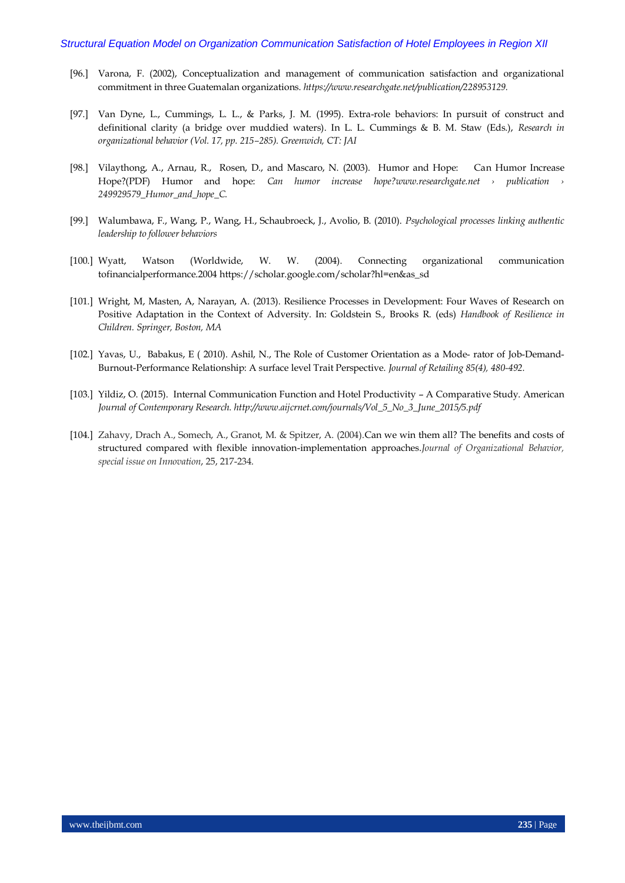[96.] Varona, F. (2002), Conceptualization and management of communication satisfaction and organizational commitment in three Guatemalan organizations. *https://www.researchgate.net/publication/228953129.*

[97.] Van Dyne, L., Cummings, L. L., & Parks, J. M. (1995). Extra-role behaviors: In pursuit of construct and definitional clarity (a bridge over muddied waters). In L. L. Cummings & B. M. Staw (Eds.), *Research in organizational behavior (Vol. 17, pp. 215–285). Greenwich, CT: JAI*

[98.] Vilaythong, A., Arnau, R., Rosen, D., and Mascaro, N. (2003). Humor and Hope: Can Humor Increase Hope?(PDF) Humor and hope: *Can humor increase hope?www.researchgate.net › publication › 249929579_Humor_and_hope_C.*

[99.] Walumbawa, F., Wang, P., Wang, H., Schaubroeck, J., Avolio, B. (2010). *Psychological processes linking authentic leadership to follower behaviors*

[100.] Wyatt, Watson (Worldwide, W. W. (2004). Connecting organizational communication tofinancialperformance.2004 https://scholar.google.com/scholar?hl=en&as_sd

[101.] Wright, M, Masten, A, Narayan, A. (2013). Resilience Processes in Development: Four Waves of Research on Positive Adaptation in the Context of Adversity. In: Goldstein S., Brooks R. (eds) *Handbook of Resilience in Children. Springer, Boston, MA*

[102.] Yavas, U., Babakus, E ( 2010). Ashil, N., The Role of Customer Orientation as a Mode- rator of Job-Demand-Burnout-Performance Relationship: A surface level Trait Perspective. *Journal of Retailing 85(4), 480-492.*

[103.] Yildiz, O. (2015). Internal Communication Function and Hotel Productivity – A Comparative Study. American *Journal of Contemporary Research. http://www.aijcrnet.com/journals/Vol_5_No_3_June_2015/5.pdf*

[104.] Zahavy, Drach A., Somech, A., Granot, M. & Spitzer, A. (2004).Can we win them all? The benefits and costs of structured compared with flexible innovation-implementation approaches.*Journal of Organizational Behavior, special issue on Innovation*, 25, 217-234.